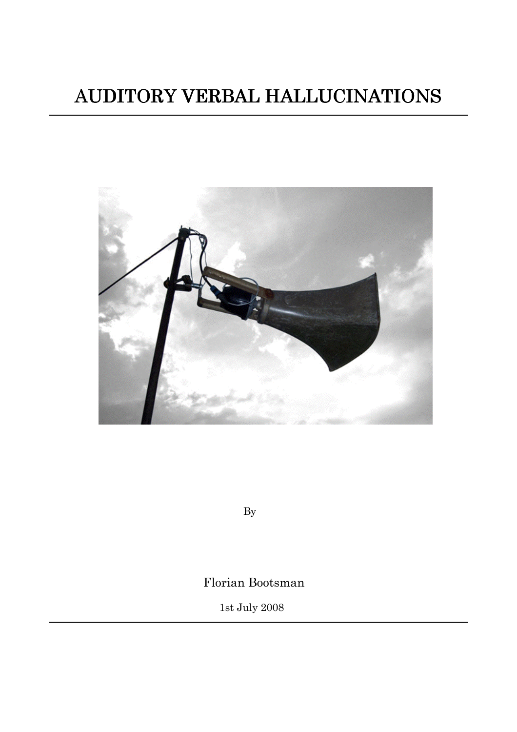# AUDITORY VERBAL HALLUCINATIONS

By

Florian Bootsman

1st July 2008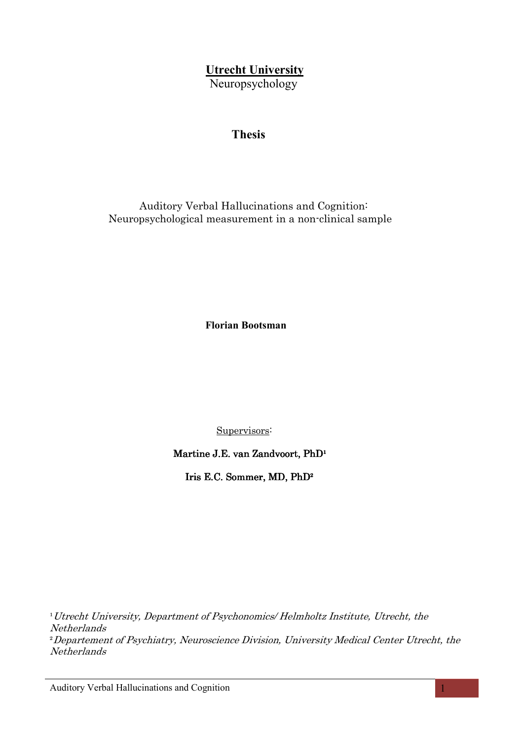**Utrecht University**

Neuropsychology

# Thesis

Auditory Verbal Hallucinations and Cognition:
Neuropsychological measurement in a non-clinical sample

**Florian Bootsman**

Supervisors:

**Martine J.E. van Zandvoort, PhD[1]**

**Iris E.C. Sommer, MD, PhD[2]**

[1] *Utrecht University, Department of Psychonomics/ Helmholtz Institute, Utrecht, the Netherlands*

[2] *Departement of Psychiatry, Neuroscience Division, University Medical Center Utrecht, the Netherlands*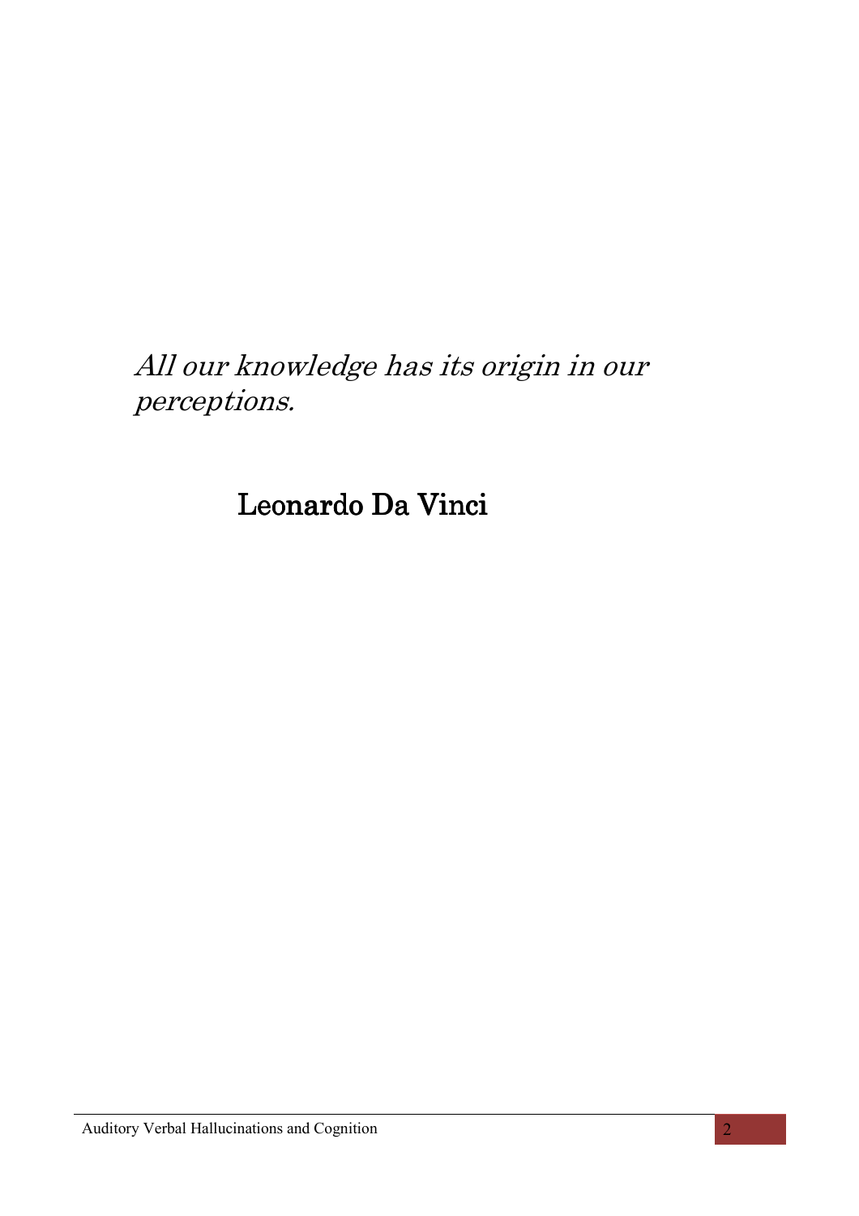*All our knowledge has its origin in our perceptions.*

Leonardo Da Vinci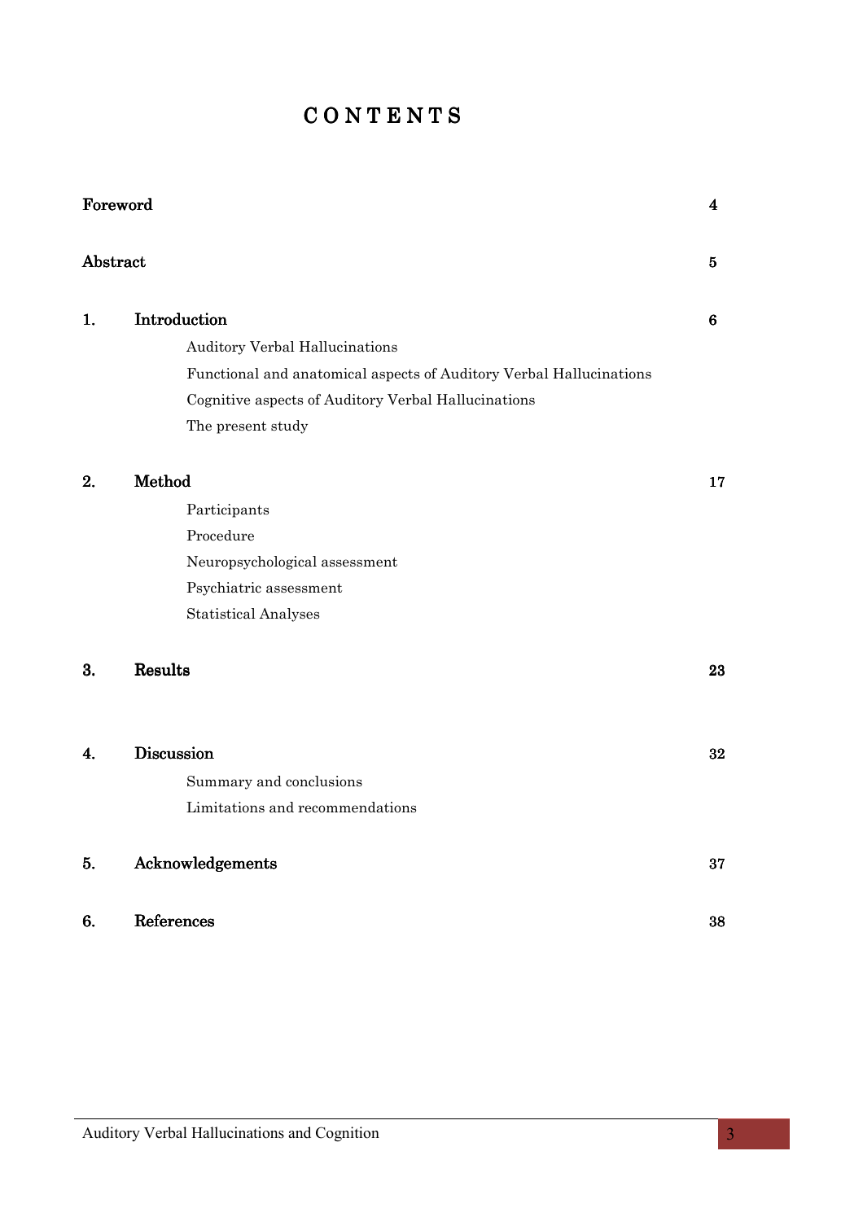# CONTENTS

| | | |
|---|---|---|
| **Foreword** | | **4** |
| **Abstract** | | **5** |
| **1.** | **Introduction** | **6** |
| | Auditory Verbal Hallucinations | |
| | Functional and anatomical aspects of Auditory Verbal Hallucinations | |
| | Cognitive aspects of Auditory Verbal Hallucinations | |
| | The present study | |
| **2.** | **Method** | **17** |
| | Participants | |
| | Procedure | |
| | Neuropsychological assessment | |
| | Psychiatric assessment | |
| | Statistical Analyses | |
| **3.** | **Results** | **23** |
| **4.** | **Discussion** | **32** |
| | Summary and conclusions | |
| | Limitations and recommendations | |
| **5.** | **Acknowledgements** | **37** |
| **6.** | **References** | **38** |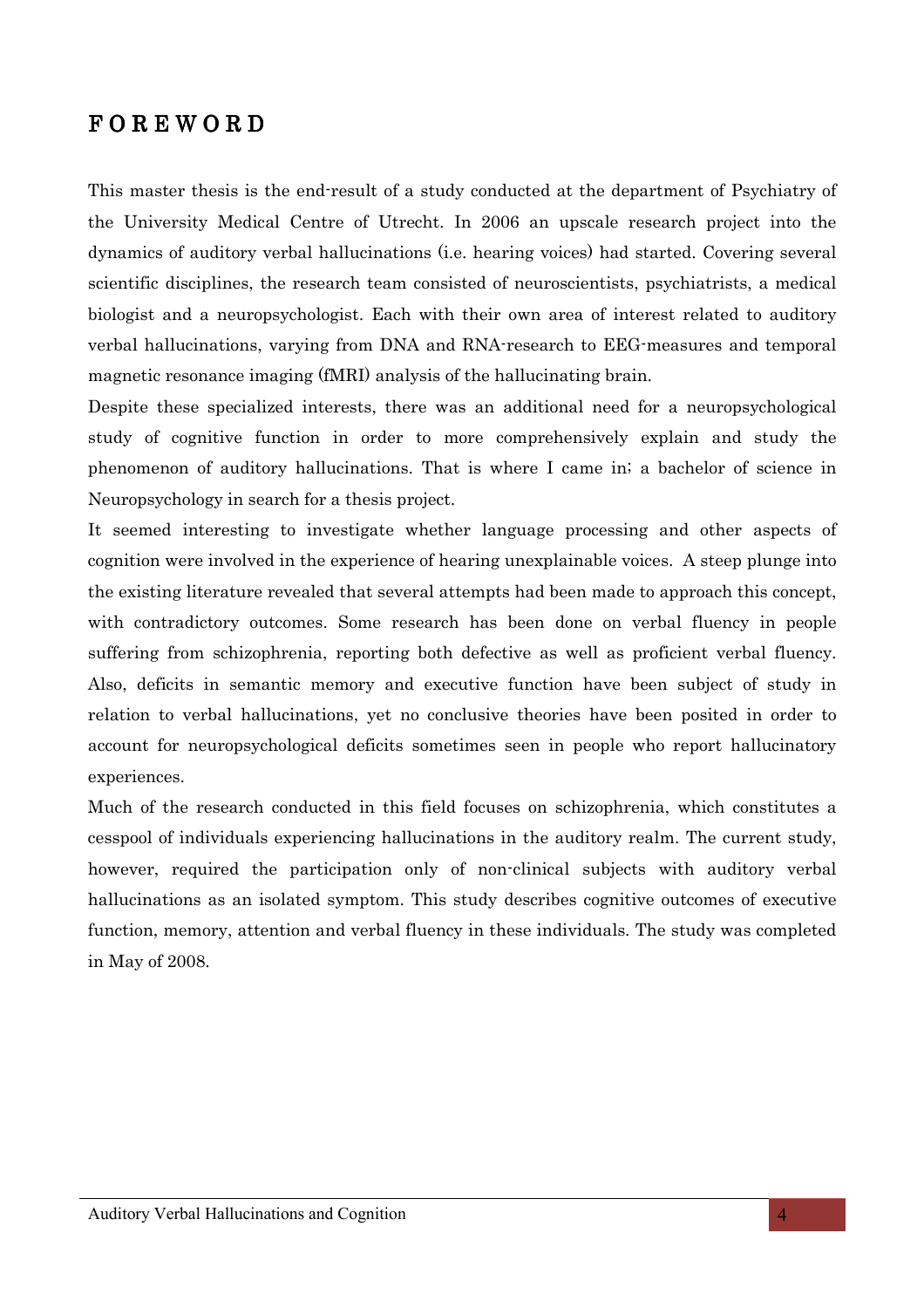# FOREWORD

This master thesis is the end-result of a study conducted at the department of Psychiatry of the University Medical Centre of Utrecht. In 2006 an upscale research project into the dynamics of auditory verbal hallucinations (i.e. hearing voices) had started. Covering several scientific disciplines, the research team consisted of neuroscientists, psychiatrists, a medical biologist and a neuropsychologist. Each with their own area of interest related to auditory verbal hallucinations, varying from DNA and RNA-research to EEG-measures and temporal magnetic resonance imaging (fMRI) analysis of the hallucinating brain.

Despite these specialized interests, there was an additional need for a neuropsychological study of cognitive function in order to more comprehensively explain and study the phenomenon of auditory hallucinations. That is where I came in; a bachelor of science in Neuropsychology in search for a thesis project.

It seemed interesting to investigate whether language processing and other aspects of cognition were involved in the experience of hearing unexplainable voices. A steep plunge into the existing literature revealed that several attempts had been made to approach this concept, with contradictory outcomes. Some research has been done on verbal fluency in people suffering from schizophrenia, reporting both defective as well as proficient verbal fluency. Also, deficits in semantic memory and executive function have been subject of study in relation to verbal hallucinations, yet no conclusive theories have been posited in order to account for neuropsychological deficits sometimes seen in people who report hallucinatory experiences.

Much of the research conducted in this field focuses on schizophrenia, which constitutes a cesspool of individuals experiencing hallucinations in the auditory realm. The current study, however, required the participation only of non-clinical subjects with auditory verbal hallucinations as an isolated symptom. This study describes cognitive outcomes of executive function, memory, attention and verbal fluency in these individuals. The study was completed in May of 2008.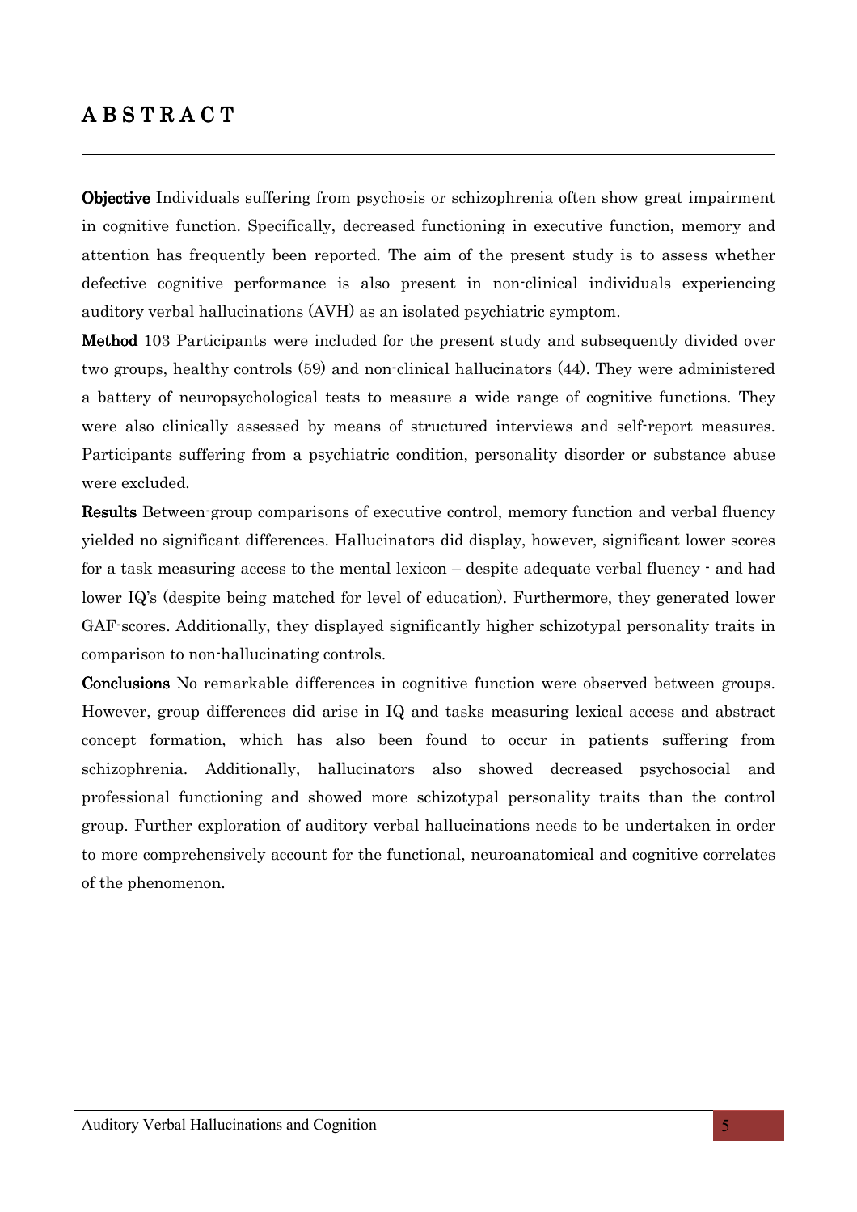# ABSTRACT

**Objective** Individuals suffering from psychosis or schizophrenia often show great impairment in cognitive function. Specifically, decreased functioning in executive function, memory and attention has frequently been reported. The aim of the present study is to assess whether defective cognitive performance is also present in non-clinical individuals experiencing auditory verbal hallucinations (AVH) as an isolated psychiatric symptom.

**Method** 103 Participants were included for the present study and subsequently divided over two groups, healthy controls (59) and non-clinical hallucinators (44). They were administered a battery of neuropsychological tests to measure a wide range of cognitive functions. They were also clinically assessed by means of structured interviews and self-report measures. Participants suffering from a psychiatric condition, personality disorder or substance abuse were excluded.

**Results** Between-group comparisons of executive control, memory function and verbal fluency yielded no significant differences. Hallucinators did display, however, significant lower scores for a task measuring access to the mental lexicon – despite adequate verbal fluency - and had lower IQ's (despite being matched for level of education). Furthermore, they generated lower GAF-scores. Additionally, they displayed significantly higher schizotypal personality traits in comparison to non-hallucinating controls.

**Conclusions** No remarkable differences in cognitive function were observed between groups. However, group differences did arise in IQ and tasks measuring lexical access and abstract concept formation, which has also been found to occur in patients suffering from schizophrenia. Additionally, hallucinators also showed decreased psychosocial and professional functioning and showed more schizotypal personality traits than the control group. Further exploration of auditory verbal hallucinations needs to be undertaken in order to more comprehensively account for the functional, neuroanatomical and cognitive correlates of the phenomenon.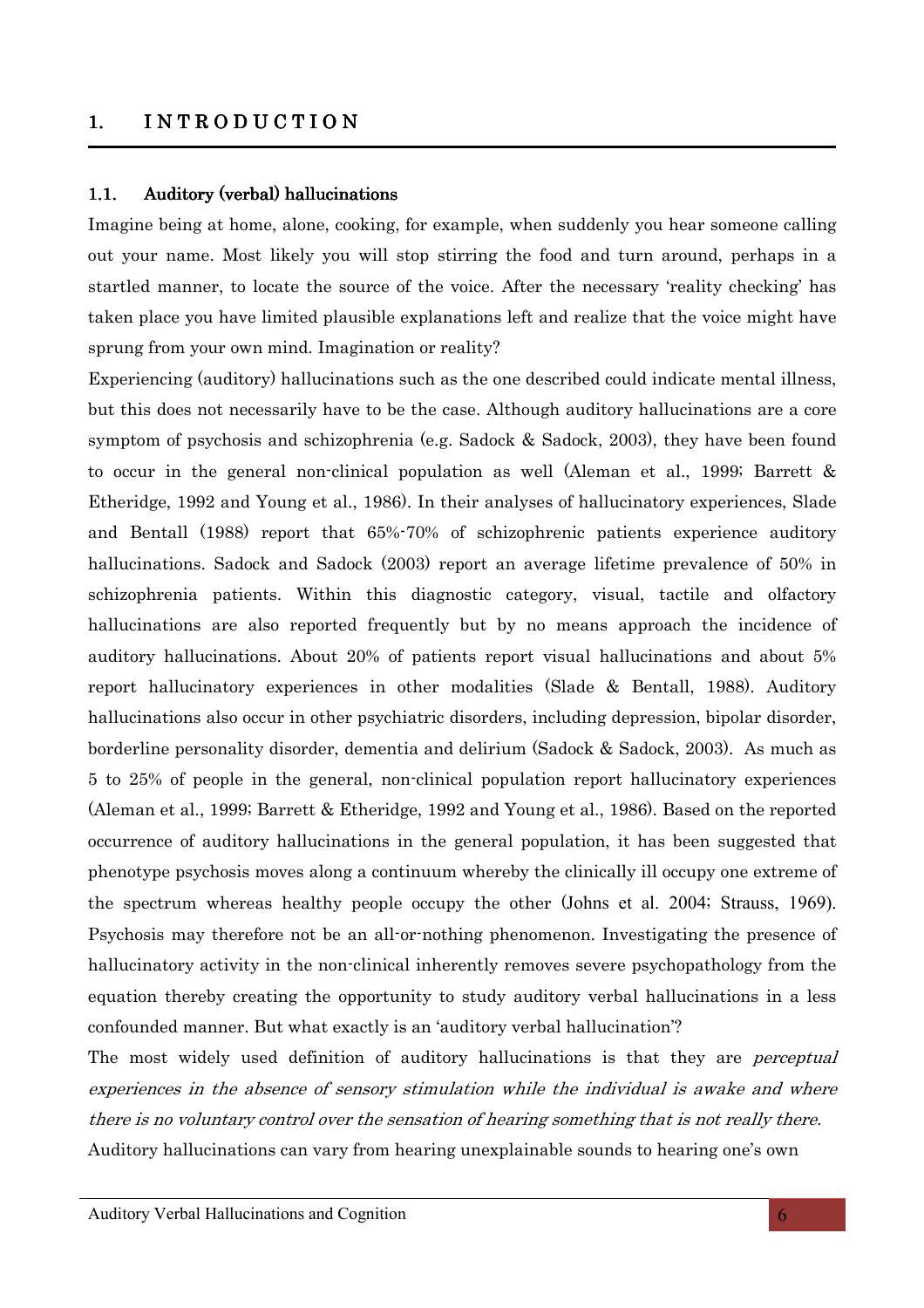# 1. INTRODUCTION

## 1.1. Auditory (verbal) hallucinations

Imagine being at home, alone, cooking, for example, when suddenly you hear someone calling out your name. Most likely you will stop stirring the food and turn around, perhaps in a startled manner, to locate the source of the voice. After the necessary 'reality checking' has taken place you have limited plausible explanations left and realize that the voice might have sprung from your own mind. Imagination or reality?

Experiencing (auditory) hallucinations such as the one described could indicate mental illness, but this does not necessarily have to be the case. Although auditory hallucinations are a core symptom of psychosis and schizophrenia (e.g. Sadock & Sadock, 2003), they have been found to occur in the general non-clinical population as well (Aleman et al., 1999; Barrett & Etheridge, 1992 and Young et al., 1986). In their analyses of hallucinatory experiences, Slade and Bentall (1988) report that 65%-70% of schizophrenic patients experience auditory hallucinations. Sadock and Sadock (2003) report an average lifetime prevalence of 50% in schizophrenia patients. Within this diagnostic category, visual, tactile and olfactory hallucinations are also reported frequently but by no means approach the incidence of auditory hallucinations. About 20% of patients report visual hallucinations and about 5% report hallucinatory experiences in other modalities (Slade & Bentall, 1988). Auditory hallucinations also occur in other psychiatric disorders, including depression, bipolar disorder, borderline personality disorder, dementia and delirium (Sadock & Sadock, 2003). As much as 5 to 25% of people in the general, non-clinical population report hallucinatory experiences (Aleman et al., 1999; Barrett & Etheridge, 1992 and Young et al., 1986). Based on the reported occurrence of auditory hallucinations in the general population, it has been suggested that phenotype psychosis moves along a continuum whereby the clinically ill occupy one extreme of the spectrum whereas healthy people occupy the other (Johns et al. 2004; Strauss, 1969). Psychosis may therefore not be an all-or-nothing phenomenon. Investigating the presence of hallucinatory activity in the non-clinical inherently removes severe psychopathology from the equation thereby creating the opportunity to study auditory verbal hallucinations in a less confounded manner. But what exactly is an 'auditory verbal hallucination'?

The most widely used definition of auditory hallucinations is that they are *perceptual experiences in the absence of sensory stimulation while the individual is awake and where there is no voluntary control over the sensation of hearing something that is not really there.* Auditory hallucinations can vary from hearing unexplainable sounds to hearing one's own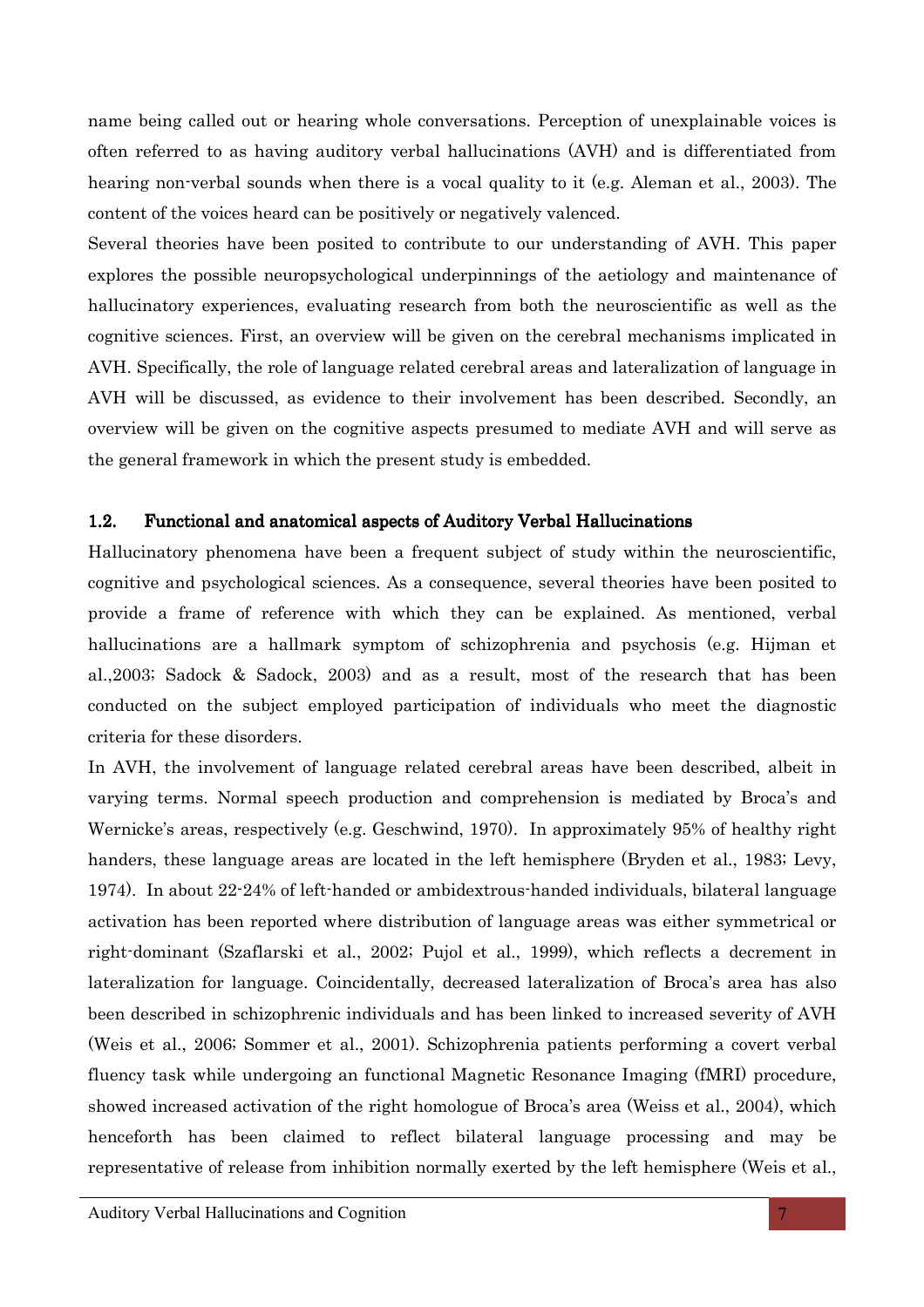name being called out or hearing whole conversations. Perception of unexplainable voices is often referred to as having auditory verbal hallucinations (AVH) and is differentiated from hearing non-verbal sounds when there is a vocal quality to it (e.g. Aleman et al., 2003). The content of the voices heard can be positively or negatively valenced.

Several theories have been posited to contribute to our understanding of AVH. This paper explores the possible neuropsychological underpinnings of the aetiology and maintenance of hallucinatory experiences, evaluating research from both the neuroscientific as well as the cognitive sciences. First, an overview will be given on the cerebral mechanisms implicated in AVH. Specifically, the role of language related cerebral areas and lateralization of language in AVH will be discussed, as evidence to their involvement has been described. Secondly, an overview will be given on the cognitive aspects presumed to mediate AVH and will serve as the general framework in which the present study is embedded.

## 1.2. Functional and anatomical aspects of Auditory Verbal Hallucinations

Hallucinatory phenomena have been a frequent subject of study within the neuroscientific, cognitive and psychological sciences. As a consequence, several theories have been posited to provide a frame of reference with which they can be explained. As mentioned, verbal hallucinations are a hallmark symptom of schizophrenia and psychosis (e.g. Hijman et al.,2003; Sadock & Sadock, 2003) and as a result, most of the research that has been conducted on the subject employed participation of individuals who meet the diagnostic criteria for these disorders.

In AVH, the involvement of language related cerebral areas have been described, albeit in varying terms. Normal speech production and comprehension is mediated by Broca's and Wernicke's areas, respectively (e.g. Geschwind, 1970). In approximately 95% of healthy right handers, these language areas are located in the left hemisphere (Bryden et al., 1983; Levy, 1974). In about 22-24% of left-handed or ambidextrous-handed individuals, bilateral language activation has been reported where distribution of language areas was either symmetrical or right-dominant (Szaflarski et al., 2002; Pujol et al., 1999), which reflects a decrement in lateralization for language. Coincidentally, decreased lateralization of Broca's area has also been described in schizophrenic individuals and has been linked to increased severity of AVH (Weis et al., 2006; Sommer et al., 2001). Schizophrenia patients performing a covert verbal fluency task while undergoing an functional Magnetic Resonance Imaging (fMRI) procedure, showed increased activation of the right homologue of Broca's area (Weiss et al., 2004), which henceforth has been claimed to reflect bilateral language processing and may be representative of release from inhibition normally exerted by the left hemisphere (Weis et al.,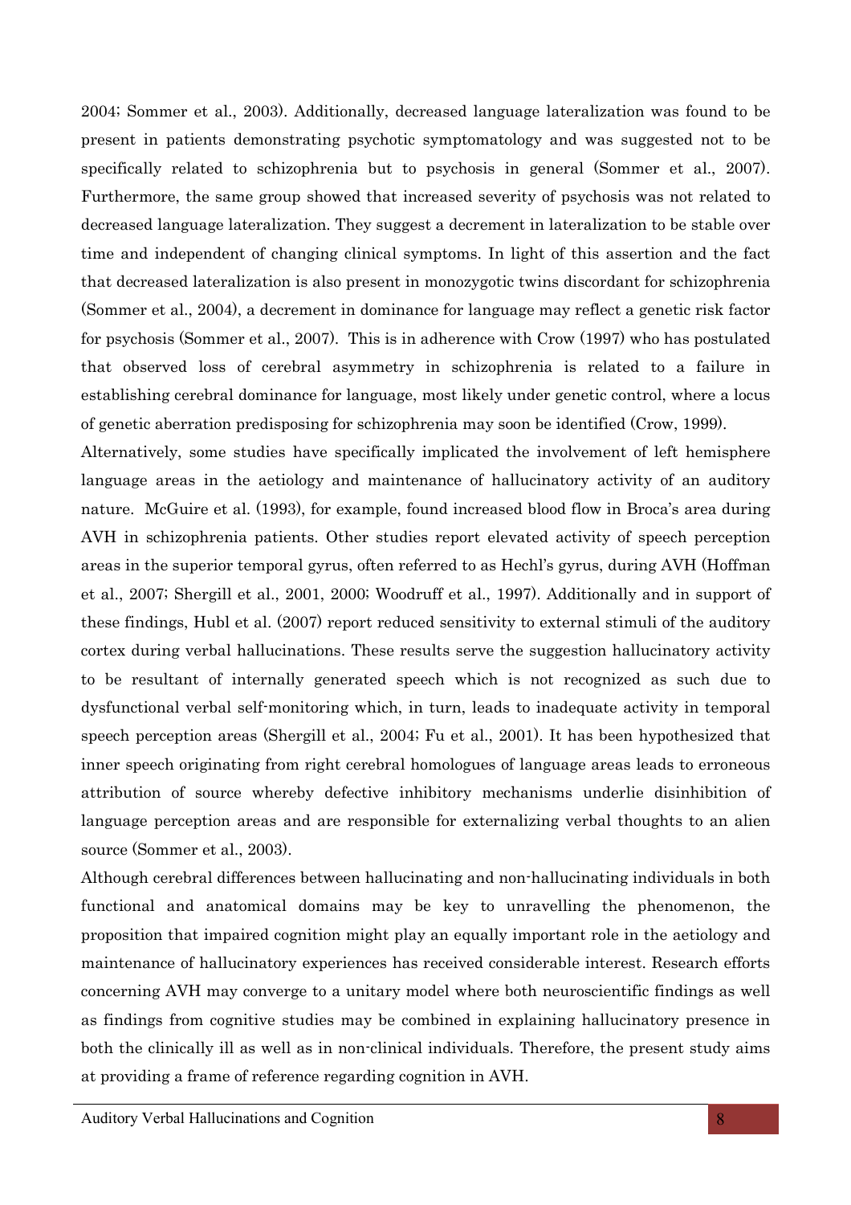2004; Sommer et al., 2003). Additionally, decreased language lateralization was found to be present in patients demonstrating psychotic symptomatology and was suggested not to be specifically related to schizophrenia but to psychosis in general (Sommer et al., 2007). Furthermore, the same group showed that increased severity of psychosis was not related to decreased language lateralization. They suggest a decrement in lateralization to be stable over time and independent of changing clinical symptoms. In light of this assertion and the fact that decreased lateralization is also present in monozygotic twins discordant for schizophrenia (Sommer et al., 2004), a decrement in dominance for language may reflect a genetic risk factor for psychosis (Sommer et al., 2007). This is in adherence with Crow (1997) who has postulated that observed loss of cerebral asymmetry in schizophrenia is related to a failure in establishing cerebral dominance for language, most likely under genetic control, where a locus of genetic aberration predisposing for schizophrenia may soon be identified (Crow, 1999).

Alternatively, some studies have specifically implicated the involvement of left hemisphere language areas in the aetiology and maintenance of hallucinatory activity of an auditory nature. McGuire et al. (1993), for example, found increased blood flow in Broca's area during AVH in schizophrenia patients. Other studies report elevated activity of speech perception areas in the superior temporal gyrus, often referred to as Hechl's gyrus, during AVH (Hoffman et al., 2007; Shergill et al., 2001, 2000; Woodruff et al., 1997). Additionally and in support of these findings, Hubl et al. (2007) report reduced sensitivity to external stimuli of the auditory cortex during verbal hallucinations. These results serve the suggestion hallucinatory activity to be resultant of internally generated speech which is not recognized as such due to dysfunctional verbal self-monitoring which, in turn, leads to inadequate activity in temporal speech perception areas (Shergill et al., 2004; Fu et al., 2001). It has been hypothesized that inner speech originating from right cerebral homologues of language areas leads to erroneous attribution of source whereby defective inhibitory mechanisms underlie disinhibition of language perception areas and are responsible for externalizing verbal thoughts to an alien source (Sommer et al., 2003).

Although cerebral differences between hallucinating and non-hallucinating individuals in both functional and anatomical domains may be key to unravelling the phenomenon, the proposition that impaired cognition might play an equally important role in the aetiology and maintenance of hallucinatory experiences has received considerable interest. Research efforts concerning AVH may converge to a unitary model where both neuroscientific findings as well as findings from cognitive studies may be combined in explaining hallucinatory presence in both the clinically ill as well as in non-clinical individuals. Therefore, the present study aims at providing a frame of reference regarding cognition in AVH.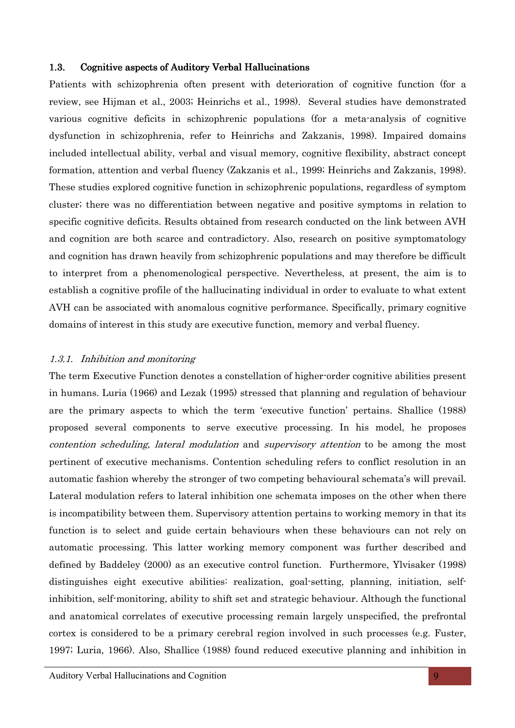### 1.3. Cognitive aspects of Auditory Verbal Hallucinations

Patients with schizophrenia often present with deterioration of cognitive function (for a review, see Hijman et al., 2003; Heinrichs et al., 1998). Several studies have demonstrated various cognitive deficits in schizophrenic populations (for a meta-analysis of cognitive dysfunction in schizophrenia, refer to Heinrichs and Zakzanis, 1998). Impaired domains included intellectual ability, verbal and visual memory, cognitive flexibility, abstract concept formation, attention and verbal fluency (Zakzanis et al., 1999; Heinrichs and Zakzanis, 1998). These studies explored cognitive function in schizophrenic populations, regardless of symptom cluster; there was no differentiation between negative and positive symptoms in relation to specific cognitive deficits. Results obtained from research conducted on the link between AVH and cognition are both scarce and contradictory. Also, research on positive symptomatology and cognition has drawn heavily from schizophrenic populations and may therefore be difficult to interpret from a phenomenological perspective. Nevertheless, at present, the aim is to establish a cognitive profile of the hallucinating individual in order to evaluate to what extent AVH can be associated with anomalous cognitive performance. Specifically, primary cognitive domains of interest in this study are executive function, memory and verbal fluency.

#### *1.3.1. Inhibition and monitoring*

The term Executive Function denotes a constellation of higher-order cognitive abilities present in humans. Luria (1966) and Lezak (1995) stressed that planning and regulation of behaviour are the primary aspects to which the term 'executive function' pertains. Shallice (1988) proposed several components to serve executive processing. In his model, he proposes *contention scheduling, lateral modulation* and *supervisory attention* to be among the most pertinent of executive mechanisms. Contention scheduling refers to conflict resolution in an automatic fashion whereby the stronger of two competing behavioural schemata's will prevail. Lateral modulation refers to lateral inhibition one schemata imposes on the other when there is incompatibility between them. Supervisory attention pertains to working memory in that its function is to select and guide certain behaviours when these behaviours can not rely on automatic processing. This latter working memory component was further described and defined by Baddeley (2000) as an executive control function. Furthermore, Ylvisaker (1998) distinguishes eight executive abilities: realization, goal-setting, planning, initiation, self-inhibition, self-monitoring, ability to shift set and strategic behaviour. Although the functional and anatomical correlates of executive processing remain largely unspecified, the prefrontal cortex is considered to be a primary cerebral region involved in such processes (e.g. Fuster, 1997; Luria, 1966). Also, Shallice (1988) found reduced executive planning and inhibition in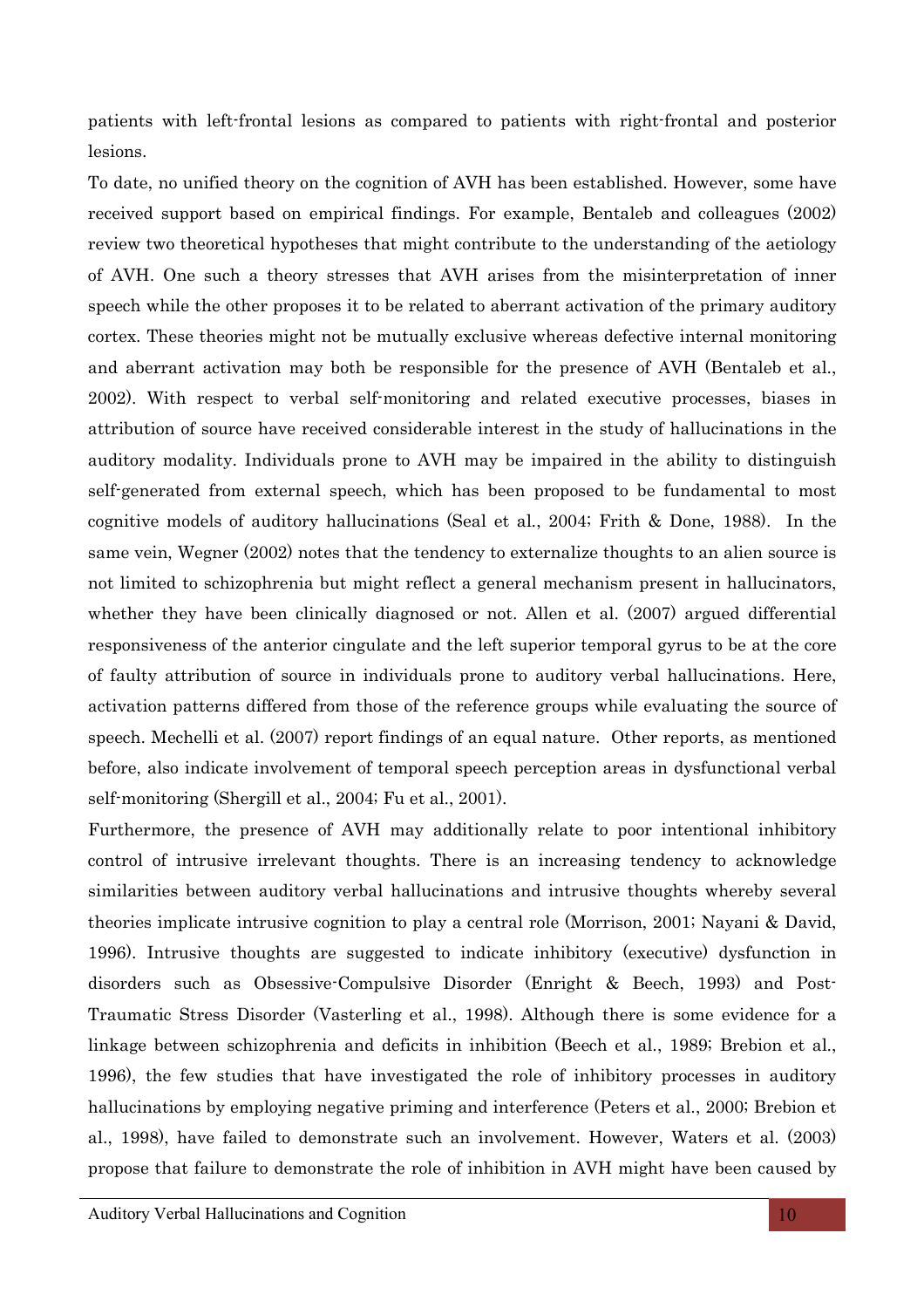patients with left-frontal lesions as compared to patients with right-frontal and posterior lesions.

To date, no unified theory on the cognition of AVH has been established. However, some have received support based on empirical findings. For example, Bentaleb and colleagues (2002) review two theoretical hypotheses that might contribute to the understanding of the aetiology of AVH. One such a theory stresses that AVH arises from the misinterpretation of inner speech while the other proposes it to be related to aberrant activation of the primary auditory cortex. These theories might not be mutually exclusive whereas defective internal monitoring and aberrant activation may both be responsible for the presence of AVH (Bentaleb et al., 2002). With respect to verbal self-monitoring and related executive processes, biases in attribution of source have received considerable interest in the study of hallucinations in the auditory modality. Individuals prone to AVH may be impaired in the ability to distinguish self-generated from external speech, which has been proposed to be fundamental to most cognitive models of auditory hallucinations (Seal et al., 2004; Frith & Done, 1988). In the same vein, Wegner (2002) notes that the tendency to externalize thoughts to an alien source is not limited to schizophrenia but might reflect a general mechanism present in hallucinators, whether they have been clinically diagnosed or not. Allen et al. (2007) argued differential responsiveness of the anterior cingulate and the left superior temporal gyrus to be at the core of faulty attribution of source in individuals prone to auditory verbal hallucinations. Here, activation patterns differed from those of the reference groups while evaluating the source of speech. Mechelli et al. (2007) report findings of an equal nature. Other reports, as mentioned before, also indicate involvement of temporal speech perception areas in dysfunctional verbal self-monitoring (Shergill et al., 2004; Fu et al., 2001).

Furthermore, the presence of AVH may additionally relate to poor intentional inhibitory control of intrusive irrelevant thoughts. There is an increasing tendency to acknowledge similarities between auditory verbal hallucinations and intrusive thoughts whereby several theories implicate intrusive cognition to play a central role (Morrison, 2001; Nayani & David, 1996). Intrusive thoughts are suggested to indicate inhibitory (executive) dysfunction in disorders such as Obsessive-Compulsive Disorder (Enright & Beech, 1993) and Post-Traumatic Stress Disorder (Vasterling et al., 1998). Although there is some evidence for a linkage between schizophrenia and deficits in inhibition (Beech et al., 1989; Brebion et al., 1996), the few studies that have investigated the role of inhibitory processes in auditory hallucinations by employing negative priming and interference (Peters et al., 2000; Brebion et al., 1998), have failed to demonstrate such an involvement. However, Waters et al. (2003) propose that failure to demonstrate the role of inhibition in AVH might have been caused by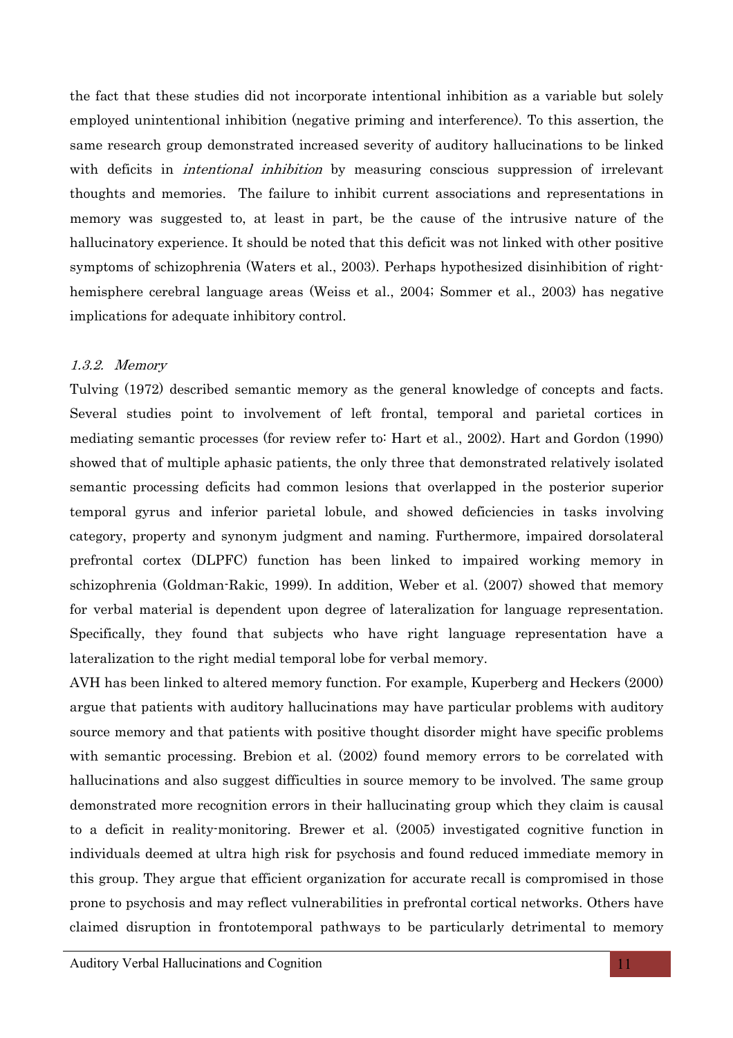the fact that these studies did not incorporate intentional inhibition as a variable but solely employed unintentional inhibition (negative priming and interference). To this assertion, the same research group demonstrated increased severity of auditory hallucinations to be linked with deficits in *intentional inhibition* by measuring conscious suppression of irrelevant thoughts and memories. The failure to inhibit current associations and representations in memory was suggested to, at least in part, be the cause of the intrusive nature of the hallucinatory experience. It should be noted that this deficit was not linked with other positive symptoms of schizophrenia (Waters et al., 2003). Perhaps hypothesized disinhibition of right-hemisphere cerebral language areas (Weiss et al., 2004; Sommer et al., 2003) has negative implications for adequate inhibitory control.

### *1.3.2. Memory*

Tulving (1972) described semantic memory as the general knowledge of concepts and facts. Several studies point to involvement of left frontal, temporal and parietal cortices in mediating semantic processes (for review refer to: Hart et al., 2002). Hart and Gordon (1990) showed that of multiple aphasic patients, the only three that demonstrated relatively isolated semantic processing deficits had common lesions that overlapped in the posterior superior temporal gyrus and inferior parietal lobule, and showed deficiencies in tasks involving category, property and synonym judgment and naming. Furthermore, impaired dorsolateral prefrontal cortex (DLPFC) function has been linked to impaired working memory in schizophrenia (Goldman-Rakic, 1999). In addition, Weber et al. (2007) showed that memory for verbal material is dependent upon degree of lateralization for language representation. Specifically, they found that subjects who have right language representation have a lateralization to the right medial temporal lobe for verbal memory.

AVH has been linked to altered memory function. For example, Kuperberg and Heckers (2000) argue that patients with auditory hallucinations may have particular problems with auditory source memory and that patients with positive thought disorder might have specific problems with semantic processing. Brebion et al. (2002) found memory errors to be correlated with hallucinations and also suggest difficulties in source memory to be involved. The same group demonstrated more recognition errors in their hallucinating group which they claim is causal to a deficit in reality-monitoring. Brewer et al. (2005) investigated cognitive function in individuals deemed at ultra high risk for psychosis and found reduced immediate memory in this group. They argue that efficient organization for accurate recall is compromised in those prone to psychosis and may reflect vulnerabilities in prefrontal cortical networks. Others have claimed disruption in frontotemporal pathways to be particularly detrimental to memory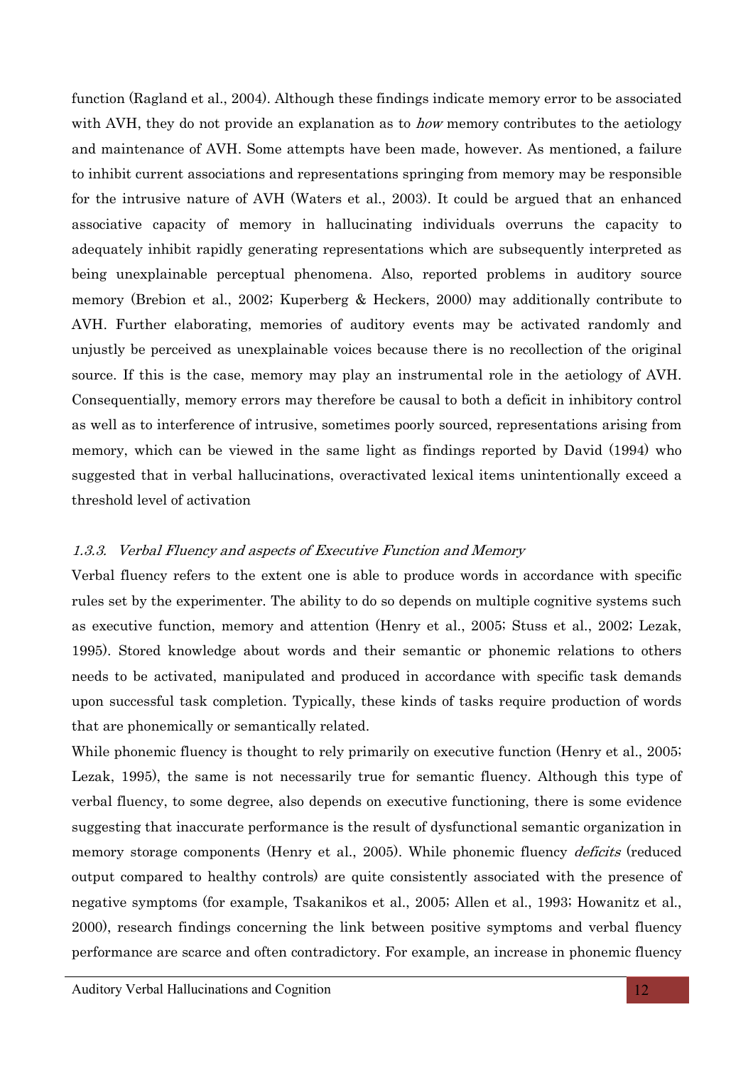function (Ragland et al., 2004). Although these findings indicate memory error to be associated with AVH, they do not provide an explanation as to *how* memory contributes to the aetiology and maintenance of AVH. Some attempts have been made, however. As mentioned, a failure to inhibit current associations and representations springing from memory may be responsible for the intrusive nature of AVH (Waters et al., 2003). It could be argued that an enhanced associative capacity of memory in hallucinating individuals overruns the capacity to adequately inhibit rapidly generating representations which are subsequently interpreted as being unexplainable perceptual phenomena. Also, reported problems in auditory source memory (Brebion et al., 2002; Kuperberg & Heckers, 2000) may additionally contribute to AVH. Further elaborating, memories of auditory events may be activated randomly and unjustly be perceived as unexplainable voices because there is no recollection of the original source. If this is the case, memory may play an instrumental role in the aetiology of AVH. Consequentially, memory errors may therefore be causal to both a deficit in inhibitory control as well as to interference of intrusive, sometimes poorly sourced, representations arising from memory, which can be viewed in the same light as findings reported by David (1994) who suggested that in verbal hallucinations, overactivated lexical items unintentionally exceed a threshold level of activation

### *1.3.3. Verbal Fluency and aspects of Executive Function and Memory*

Verbal fluency refers to the extent one is able to produce words in accordance with specific rules set by the experimenter. The ability to do so depends on multiple cognitive systems such as executive function, memory and attention (Henry et al., 2005; Stuss et al., 2002; Lezak, 1995). Stored knowledge about words and their semantic or phonemic relations to others needs to be activated, manipulated and produced in accordance with specific task demands upon successful task completion. Typically, these kinds of tasks require production of words that are phonemically or semantically related.

While phonemic fluency is thought to rely primarily on executive function (Henry et al., 2005; Lezak, 1995), the same is not necessarily true for semantic fluency. Although this type of verbal fluency, to some degree, also depends on executive functioning, there is some evidence suggesting that inaccurate performance is the result of dysfunctional semantic organization in memory storage components (Henry et al., 2005). While phonemic fluency *deficits* (reduced output compared to healthy controls) are quite consistently associated with the presence of negative symptoms (for example, Tsakanikos et al., 2005; Allen et al., 1993; Howanitz et al., 2000), research findings concerning the link between positive symptoms and verbal fluency performance are scarce and often contradictory. For example, an increase in phonemic fluency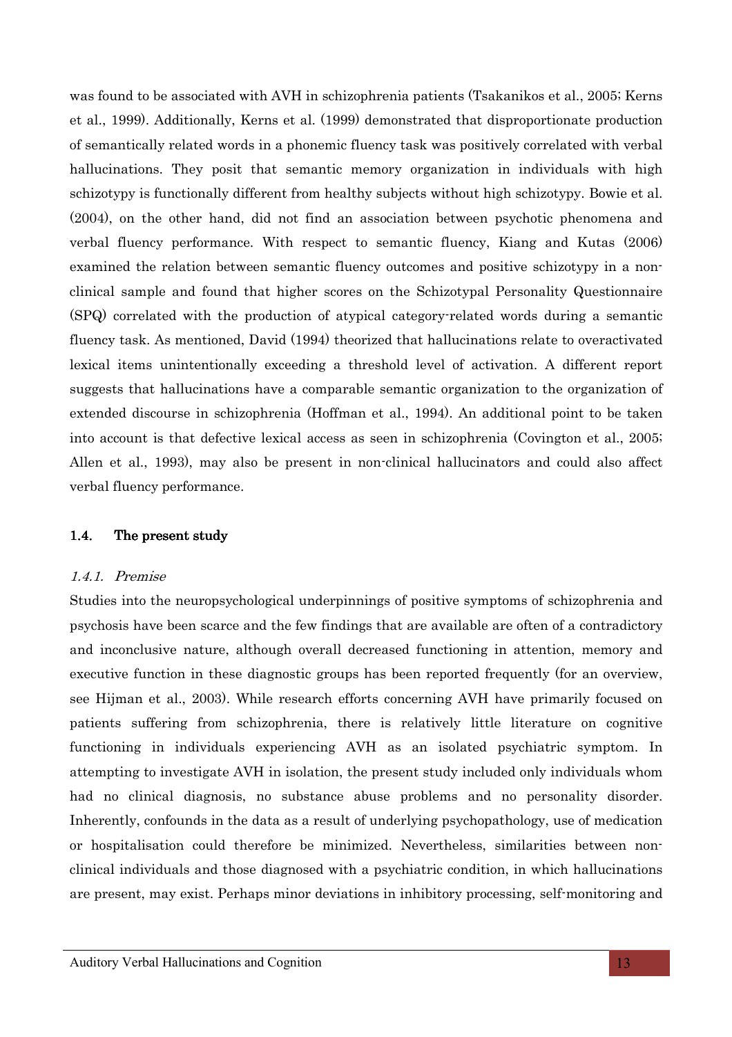was found to be associated with AVH in schizophrenia patients (Tsakanikos et al., 2005; Kerns et al., 1999). Additionally, Kerns et al. (1999) demonstrated that disproportionate production of semantically related words in a phonemic fluency task was positively correlated with verbal hallucinations. They posit that semantic memory organization in individuals with high schizotypy is functionally different from healthy subjects without high schizotypy. Bowie et al. (2004), on the other hand, did not find an association between psychotic phenomena and verbal fluency performance. With respect to semantic fluency, Kiang and Kutas (2006) examined the relation between semantic fluency outcomes and positive schizotypy in a non-clinical sample and found that higher scores on the Schizotypal Personality Questionnaire (SPQ) correlated with the production of atypical category-related words during a semantic fluency task. As mentioned, David (1994) theorized that hallucinations relate to overactivated lexical items unintentionally exceeding a threshold level of activation. A different report suggests that hallucinations have a comparable semantic organization to the organization of extended discourse in schizophrenia (Hoffman et al., 1994). An additional point to be taken into account is that defective lexical access as seen in schizophrenia (Covington et al., 2005; Allen et al., 1993), may also be present in non-clinical hallucinators and could also affect verbal fluency performance.

## 1.4. The present study

### *1.4.1. Premise*

Studies into the neuropsychological underpinnings of positive symptoms of schizophrenia and psychosis have been scarce and the few findings that are available are often of a contradictory and inconclusive nature, although overall decreased functioning in attention, memory and executive function in these diagnostic groups has been reported frequently (for an overview, see Hijman et al., 2003). While research efforts concerning AVH have primarily focused on patients suffering from schizophrenia, there is relatively little literature on cognitive functioning in individuals experiencing AVH as an isolated psychiatric symptom. In attempting to investigate AVH in isolation, the present study included only individuals whom had no clinical diagnosis, no substance abuse problems and no personality disorder. Inherently, confounds in the data as a result of underlying psychopathology, use of medication or hospitalisation could therefore be minimized. Nevertheless, similarities between non-clinical individuals and those diagnosed with a psychiatric condition, in which hallucinations are present, may exist. Perhaps minor deviations in inhibitory processing, self-monitoring and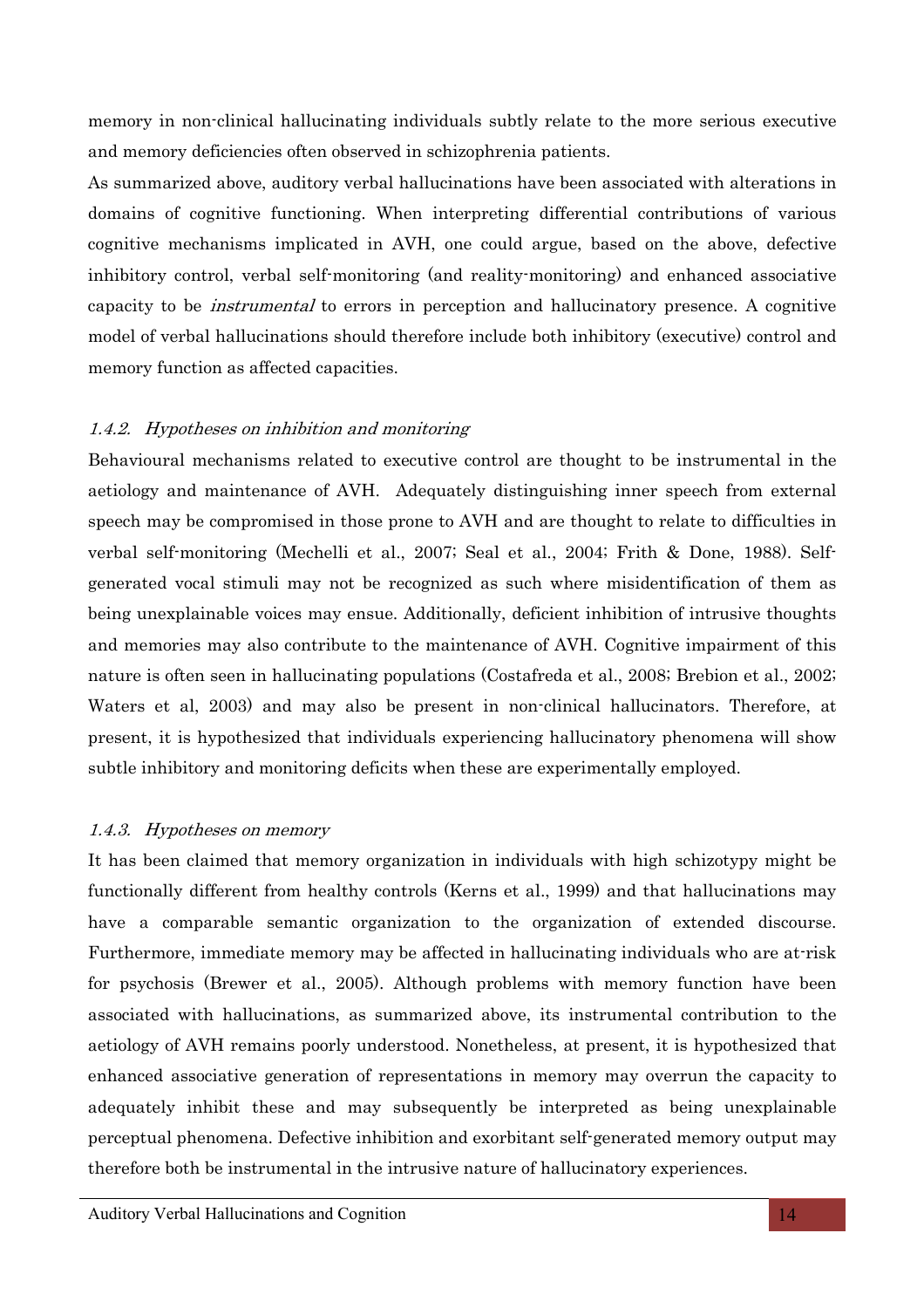memory in non-clinical hallucinating individuals subtly relate to the more serious executive and memory deficiencies often observed in schizophrenia patients.

As summarized above, auditory verbal hallucinations have been associated with alterations in domains of cognitive functioning. When interpreting differential contributions of various cognitive mechanisms implicated in AVH, one could argue, based on the above, defective inhibitory control, verbal self-monitoring (and reality-monitoring) and enhanced associative capacity to be *instrumental* to errors in perception and hallucinatory presence. A cognitive model of verbal hallucinations should therefore include both inhibitory (executive) control and memory function as affected capacities.

### *1.4.2. Hypotheses on inhibition and monitoring*

Behavioural mechanisms related to executive control are thought to be instrumental in the aetiology and maintenance of AVH. Adequately distinguishing inner speech from external speech may be compromised in those prone to AVH and are thought to relate to difficulties in verbal self-monitoring (Mechelli et al., 2007; Seal et al., 2004; Frith & Done, 1988). Self-generated vocal stimuli may not be recognized as such where misidentification of them as being unexplainable voices may ensue. Additionally, deficient inhibition of intrusive thoughts and memories may also contribute to the maintenance of AVH. Cognitive impairment of this nature is often seen in hallucinating populations (Costafreda et al., 2008; Brebion et al., 2002; Waters et al, 2003) and may also be present in non-clinical hallucinators. Therefore, at present, it is hypothesized that individuals experiencing hallucinatory phenomena will show subtle inhibitory and monitoring deficits when these are experimentally employed.

### *1.4.3. Hypotheses on memory*

It has been claimed that memory organization in individuals with high schizotypy might be functionally different from healthy controls (Kerns et al., 1999) and that hallucinations may have a comparable semantic organization to the organization of extended discourse. Furthermore, immediate memory may be affected in hallucinating individuals who are at-risk for psychosis (Brewer et al., 2005). Although problems with memory function have been associated with hallucinations, as summarized above, its instrumental contribution to the aetiology of AVH remains poorly understood. Nonetheless, at present, it is hypothesized that enhanced associative generation of representations in memory may overrun the capacity to adequately inhibit these and may subsequently be interpreted as being unexplainable perceptual phenomena. Defective inhibition and exorbitant self-generated memory output may therefore both be instrumental in the intrusive nature of hallucinatory experiences.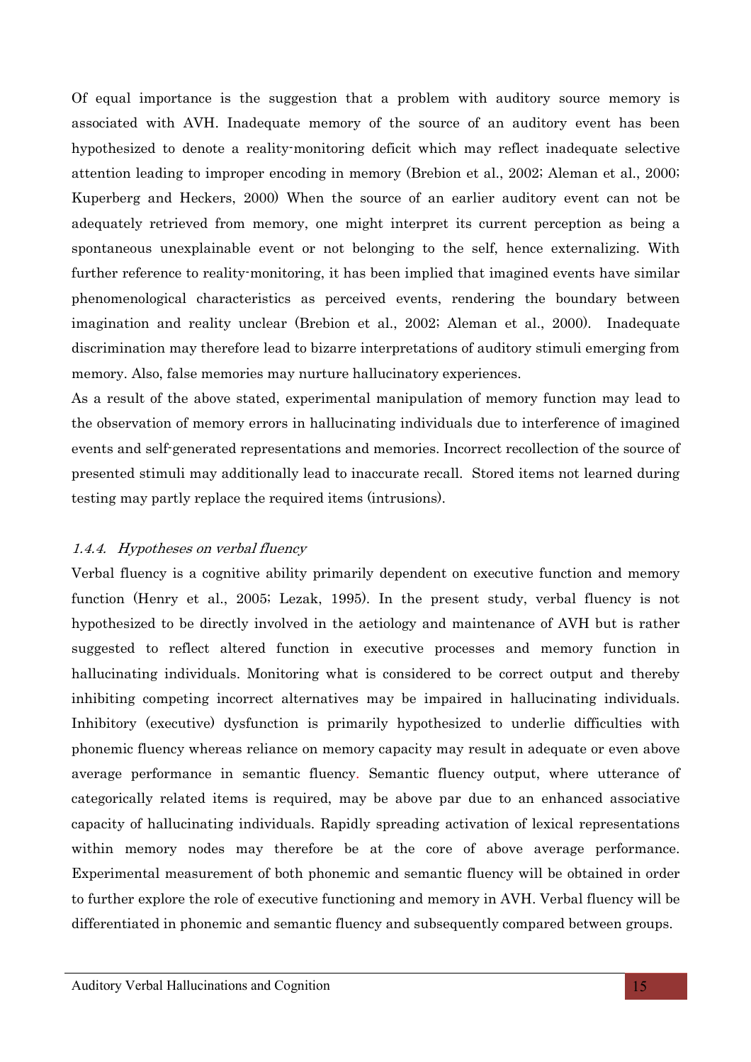Of equal importance is the suggestion that a problem with auditory source memory is associated with AVH. Inadequate memory of the source of an auditory event has been hypothesized to denote a reality-monitoring deficit which may reflect inadequate selective attention leading to improper encoding in memory (Brebion et al., 2002; Aleman et al., 2000; Kuperberg and Heckers, 2000) When the source of an earlier auditory event can not be adequately retrieved from memory, one might interpret its current perception as being a spontaneous unexplainable event or not belonging to the self, hence externalizing. With further reference to reality-monitoring, it has been implied that imagined events have similar phenomenological characteristics as perceived events, rendering the boundary between imagination and reality unclear (Brebion et al., 2002; Aleman et al., 2000). Inadequate discrimination may therefore lead to bizarre interpretations of auditory stimuli emerging from memory. Also, false memories may nurture hallucinatory experiences.

As a result of the above stated, experimental manipulation of memory function may lead to the observation of memory errors in hallucinating individuals due to interference of imagined events and self-generated representations and memories. Incorrect recollection of the source of presented stimuli may additionally lead to inaccurate recall. Stored items not learned during testing may partly replace the required items (intrusions).

### *1.4.4. Hypotheses on verbal fluency*

Verbal fluency is a cognitive ability primarily dependent on executive function and memory function (Henry et al., 2005; Lezak, 1995). In the present study, verbal fluency is not hypothesized to be directly involved in the aetiology and maintenance of AVH but is rather suggested to reflect altered function in executive processes and memory function in hallucinating individuals. Monitoring what is considered to be correct output and thereby inhibiting competing incorrect alternatives may be impaired in hallucinating individuals. Inhibitory (executive) dysfunction is primarily hypothesized to underlie difficulties with phonemic fluency whereas reliance on memory capacity may result in adequate or even above average performance in semantic fluency. Semantic fluency output, where utterance of categorically related items is required, may be above par due to an enhanced associative capacity of hallucinating individuals. Rapidly spreading activation of lexical representations within memory nodes may therefore be at the core of above average performance. Experimental measurement of both phonemic and semantic fluency will be obtained in order to further explore the role of executive functioning and memory in AVH. Verbal fluency will be differentiated in phonemic and semantic fluency and subsequently compared between groups.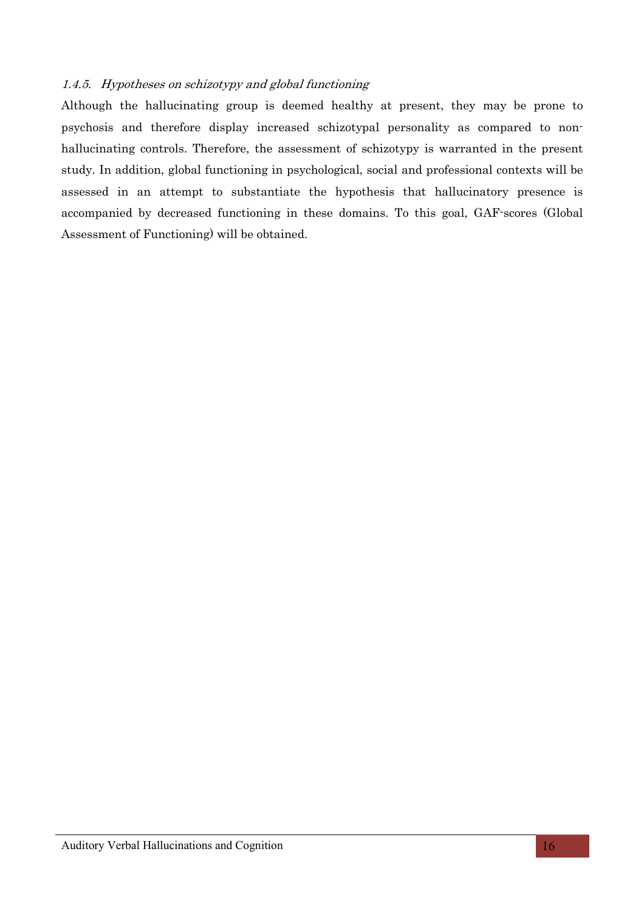#### *1.4.5. Hypotheses on schizotypy and global functioning*

Although the hallucinating group is deemed healthy at present, they may be prone to psychosis and therefore display increased schizotypal personality as compared to non-hallucinating controls. Therefore, the assessment of schizotypy is warranted in the present study. In addition, global functioning in psychological, social and professional contexts will be assessed in an attempt to substantiate the hypothesis that hallucinatory presence is accompanied by decreased functioning in these domains. To this goal, GAF-scores (Global Assessment of Functioning) will be obtained.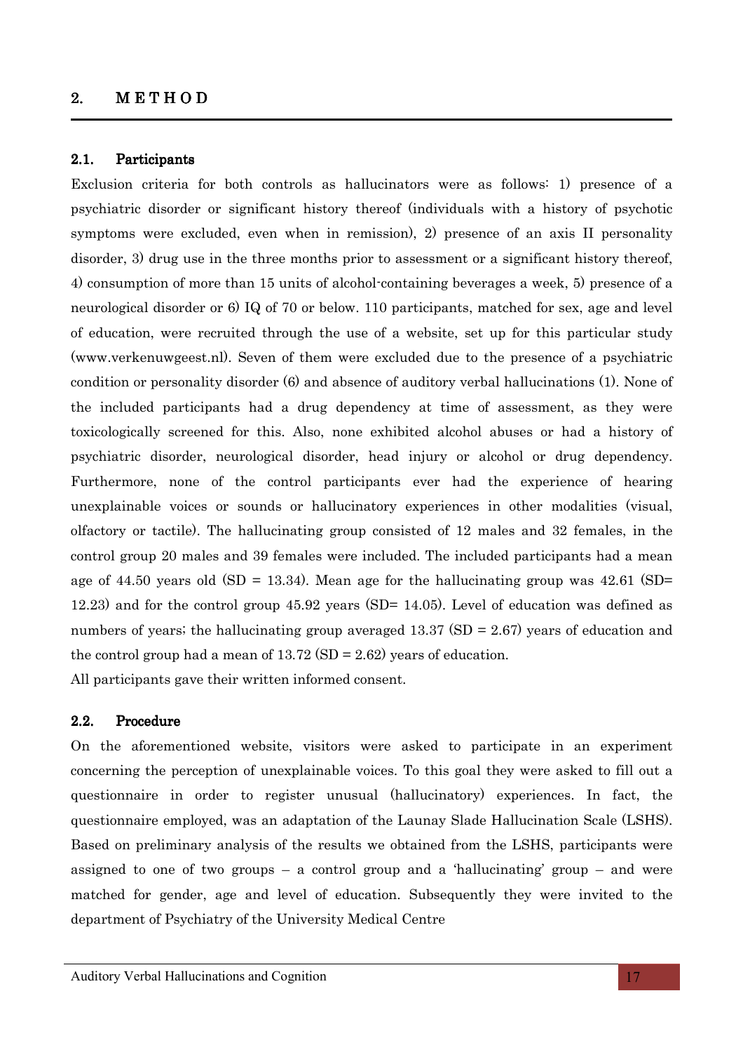## 2. M E T H O D

### 2.1. Participants

Exclusion criteria for both controls as hallucinators were as follows: 1) presence of a psychiatric disorder or significant history thereof (individuals with a history of psychotic symptoms were excluded, even when in remission), 2) presence of an axis II personality disorder, 3) drug use in the three months prior to assessment or a significant history thereof, 4) consumption of more than 15 units of alcohol-containing beverages a week, 5) presence of a neurological disorder or 6) IQ of 70 or below. 110 participants, matched for sex, age and level of education, were recruited through the use of a website, set up for this particular study (www.verkenuwgeest.nl). Seven of them were excluded due to the presence of a psychiatric condition or personality disorder (6) and absence of auditory verbal hallucinations (1). None of the included participants had a drug dependency at time of assessment, as they were toxicologically screened for this. Also, none exhibited alcohol abuses or had a history of psychiatric disorder, neurological disorder, head injury or alcohol or drug dependency. Furthermore, none of the control participants ever had the experience of hearing unexplainable voices or sounds or hallucinatory experiences in other modalities (visual, olfactory or tactile). The hallucinating group consisted of 12 males and 32 females, in the control group 20 males and 39 females were included. The included participants had a mean age of 44.50 years old (SD = 13.34). Mean age for the hallucinating group was 42.61 (SD= 12.23) and for the control group 45.92 years (SD= 14.05). Level of education was defined as numbers of years; the hallucinating group averaged 13.37 (SD = 2.67) years of education and the control group had a mean of 13.72 (SD = 2.62) years of education.

All participants gave their written informed consent.

### 2.2. Procedure

On the aforementioned website, visitors were asked to participate in an experiment concerning the perception of unexplainable voices. To this goal they were asked to fill out a questionnaire in order to register unusual (hallucinatory) experiences. In fact, the questionnaire employed, was an adaptation of the Launay Slade Hallucination Scale (LSHS). Based on preliminary analysis of the results we obtained from the LSHS, participants were assigned to one of two groups – a control group and a 'hallucinating' group – and were matched for gender, age and level of education. Subsequently they were invited to the department of Psychiatry of the University Medical Centre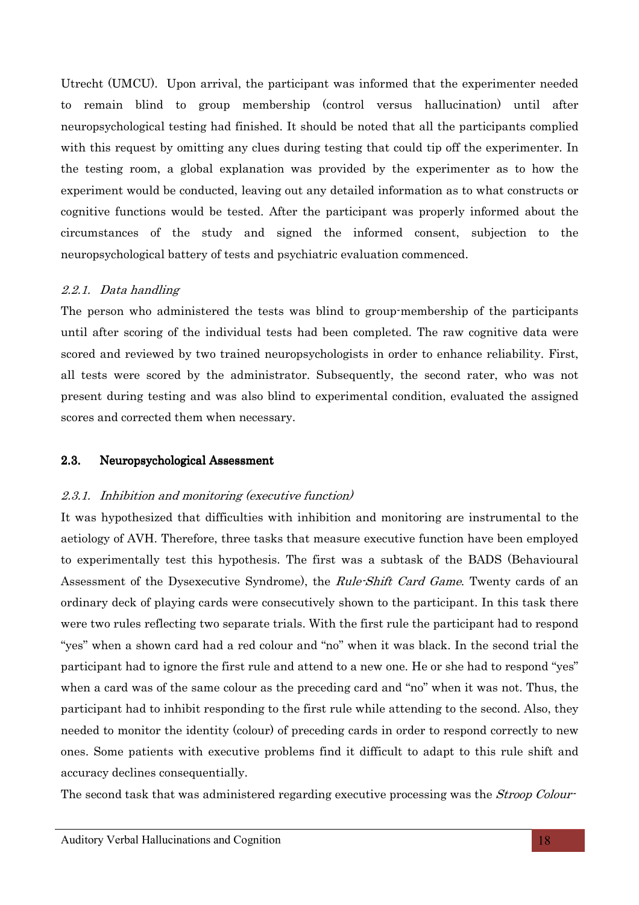Utrecht (UMCU). Upon arrival, the participant was informed that the experimenter needed to remain blind to group membership (control versus hallucination) until after neuropsychological testing had finished. It should be noted that all the participants complied with this request by omitting any clues during testing that could tip off the experimenter. In the testing room, a global explanation was provided by the experimenter as to how the experiment would be conducted, leaving out any detailed information as to what constructs or cognitive functions would be tested. After the participant was properly informed about the circumstances of the study and signed the informed consent, subjection to the neuropsychological battery of tests and psychiatric evaluation commenced.

#### *2.2.1. Data handling*

The person who administered the tests was blind to group-membership of the participants until after scoring of the individual tests had been completed. The raw cognitive data were scored and reviewed by two trained neuropsychologists in order to enhance reliability. First, all tests were scored by the administrator. Subsequently, the second rater, who was not present during testing and was also blind to experimental condition, evaluated the assigned scores and corrected them when necessary.

### 2.3. Neuropsychological Assessment

#### *2.3.1. Inhibition and monitoring (executive function)*

It was hypothesized that difficulties with inhibition and monitoring are instrumental to the aetiology of AVH. Therefore, three tasks that measure executive function have been employed to experimentally test this hypothesis. The first was a subtask of the BADS (Behavioural Assessment of the Dysexecutive Syndrome), the *Rule-Shift Card Game*. Twenty cards of an ordinary deck of playing cards were consecutively shown to the participant. In this task there were two rules reflecting two separate trials. With the first rule the participant had to respond "yes" when a shown card had a red colour and "no" when it was black. In the second trial the participant had to ignore the first rule and attend to a new one. He or she had to respond "yes" when a card was of the same colour as the preceding card and "no" when it was not. Thus, the participant had to inhibit responding to the first rule while attending to the second. Also, they needed to monitor the identity (colour) of preceding cards in order to respond correctly to new ones. Some patients with executive problems find it difficult to adapt to this rule shift and accuracy declines consequentially.

The second task that was administered regarding executive processing was the *Stroop Colour-*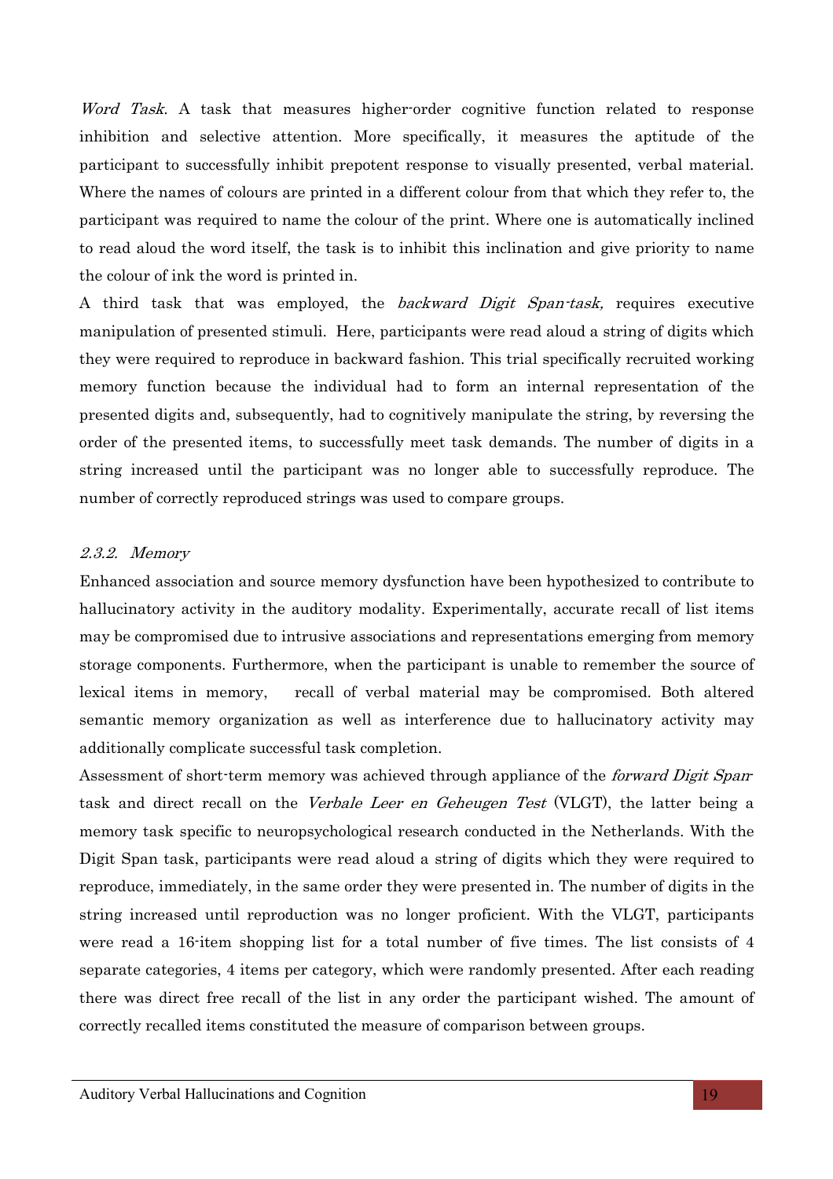*Word Task*. A task that measures higher-order cognitive function related to response inhibition and selective attention. More specifically, it measures the aptitude of the participant to successfully inhibit prepotent response to visually presented, verbal material. Where the names of colours are printed in a different colour from that which they refer to, the participant was required to name the colour of the print. Where one is automatically inclined to read aloud the word itself, the task is to inhibit this inclination and give priority to name the colour of ink the word is printed in.

A third task that was employed, the *backward Digit Span-task,* requires executive manipulation of presented stimuli. Here, participants were read aloud a string of digits which they were required to reproduce in backward fashion. This trial specifically recruited working memory function because the individual had to form an internal representation of the presented digits and, subsequently, had to cognitively manipulate the string, by reversing the order of the presented items, to successfully meet task demands. The number of digits in a string increased until the participant was no longer able to successfully reproduce. The number of correctly reproduced strings was used to compare groups.

### *2.3.2. Memory*

Enhanced association and source memory dysfunction have been hypothesized to contribute to hallucinatory activity in the auditory modality. Experimentally, accurate recall of list items may be compromised due to intrusive associations and representations emerging from memory storage components. Furthermore, when the participant is unable to remember the source of lexical items in memory, recall of verbal material may be compromised. Both altered semantic memory organization as well as interference due to hallucinatory activity may additionally complicate successful task completion.

Assessment of short-term memory was achieved through appliance of the *forward Digit Span* task and direct recall on the *Verbale Leer en Geheugen Test* (VLGT), the latter being a memory task specific to neuropsychological research conducted in the Netherlands. With the Digit Span task, participants were read aloud a string of digits which they were required to reproduce, immediately, in the same order they were presented in. The number of digits in the string increased until reproduction was no longer proficient. With the VLGT, participants were read a 16-item shopping list for a total number of five times. The list consists of 4 separate categories, 4 items per category, which were randomly presented. After each reading there was direct free recall of the list in any order the participant wished. The amount of correctly recalled items constituted the measure of comparison between groups.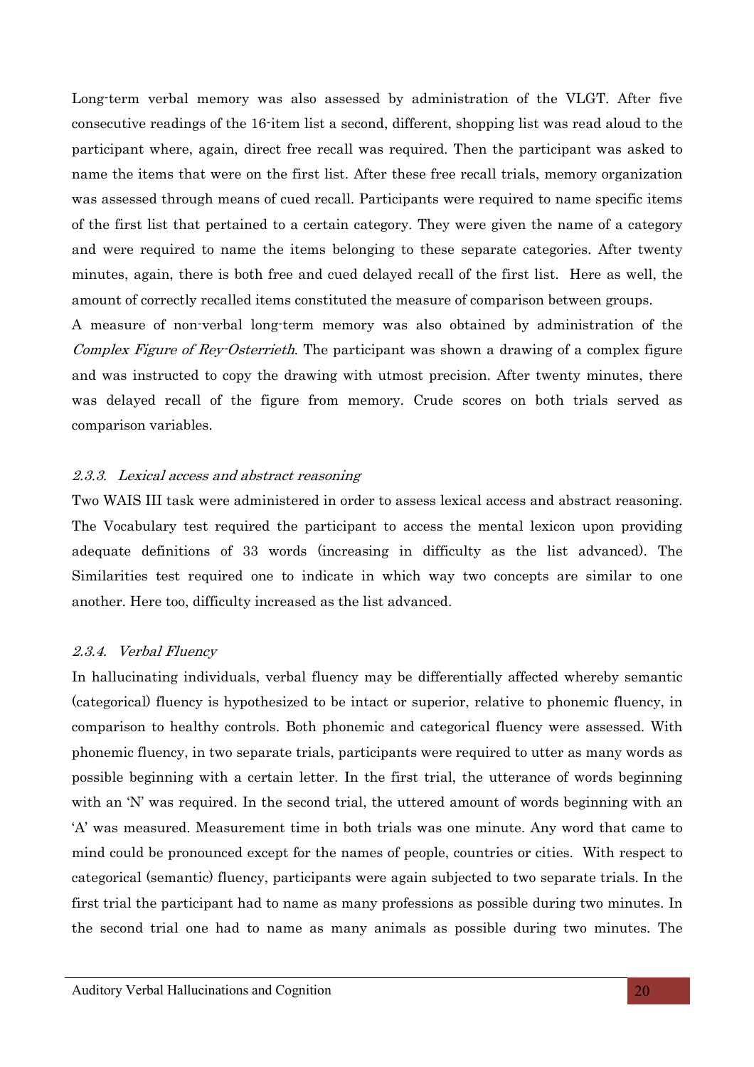Long-term verbal memory was also assessed by administration of the VLGT. After five consecutive readings of the 16-item list a second, different, shopping list was read aloud to the participant where, again, direct free recall was required. Then the participant was asked to name the items that were on the first list. After these free recall trials, memory organization was assessed through means of cued recall. Participants were required to name specific items of the first list that pertained to a certain category. They were given the name of a category and were required to name the items belonging to these separate categories. After twenty minutes, again, there is both free and cued delayed recall of the first list. Here as well, the amount of correctly recalled items constituted the measure of comparison between groups.

A measure of non-verbal long-term memory was also obtained by administration of the *Complex Figure of Rey-Osterrieth*. The participant was shown a drawing of a complex figure and was instructed to copy the drawing with utmost precision. After twenty minutes, there was delayed recall of the figure from memory. Crude scores on both trials served as comparison variables.

#### *2.3.3. Lexical access and abstract reasoning*

Two WAIS III task were administered in order to assess lexical access and abstract reasoning. The Vocabulary test required the participant to access the mental lexicon upon providing adequate definitions of 33 words (increasing in difficulty as the list advanced). The Similarities test required one to indicate in which way two concepts are similar to one another. Here too, difficulty increased as the list advanced.

#### *2.3.4. Verbal Fluency*

In hallucinating individuals, verbal fluency may be differentially affected whereby semantic (categorical) fluency is hypothesized to be intact or superior, relative to phonemic fluency, in comparison to healthy controls. Both phonemic and categorical fluency were assessed. With phonemic fluency, in two separate trials, participants were required to utter as many words as possible beginning with a certain letter. In the first trial, the utterance of words beginning with an 'N' was required. In the second trial, the uttered amount of words beginning with an 'A' was measured. Measurement time in both trials was one minute. Any word that came to mind could be pronounced except for the names of people, countries or cities. With respect to categorical (semantic) fluency, participants were again subjected to two separate trials. In the first trial the participant had to name as many professions as possible during two minutes. In the second trial one had to name as many animals as possible during two minutes. The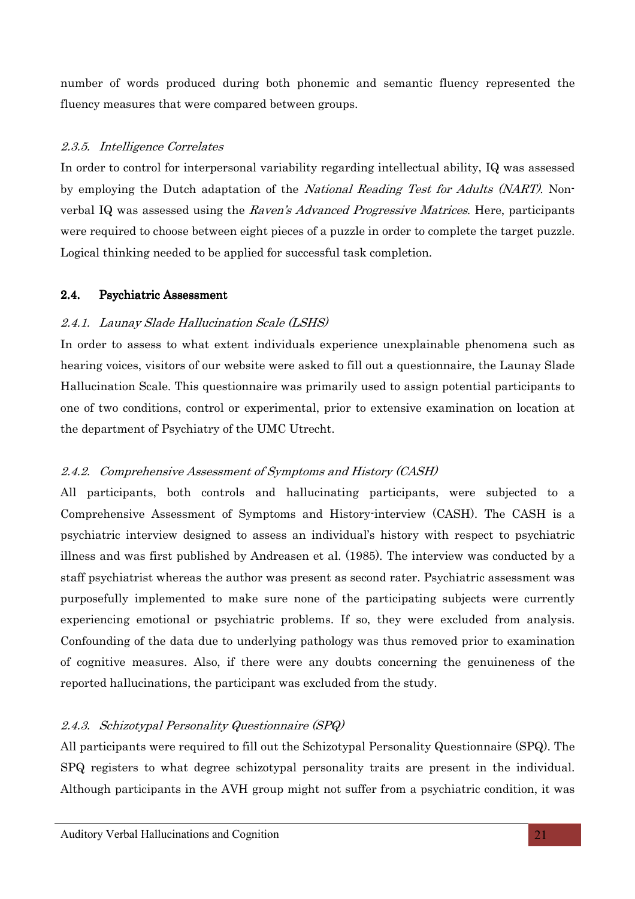number of words produced during both phonemic and semantic fluency represented the fluency measures that were compared between groups.

#### *2.3.5. Intelligence Correlates*

In order to control for interpersonal variability regarding intellectual ability, IQ was assessed by employing the Dutch adaptation of the *National Reading Test for Adults (NART)*. Non-verbal IQ was assessed using the *Raven's Advanced Progressive Matrices*. Here, participants were required to choose between eight pieces of a puzzle in order to complete the target puzzle. Logical thinking needed to be applied for successful task completion.

### **2.4. Psychiatric Assessment**

#### *2.4.1. Launay Slade Hallucination Scale (LSHS)*

In order to assess to what extent individuals experience unexplainable phenomena such as hearing voices, visitors of our website were asked to fill out a questionnaire, the Launay Slade Hallucination Scale. This questionnaire was primarily used to assign potential participants to one of two conditions, control or experimental, prior to extensive examination on location at the department of Psychiatry of the UMC Utrecht.

#### *2.4.2. Comprehensive Assessment of Symptoms and History (CASH)*

All participants, both controls and hallucinating participants, were subjected to a Comprehensive Assessment of Symptoms and History-interview (CASH). The CASH is a psychiatric interview designed to assess an individual's history with respect to psychiatric illness and was first published by Andreasen et al. (1985). The interview was conducted by a staff psychiatrist whereas the author was present as second rater. Psychiatric assessment was purposefully implemented to make sure none of the participating subjects were currently experiencing emotional or psychiatric problems. If so, they were excluded from analysis. Confounding of the data due to underlying pathology was thus removed prior to examination of cognitive measures. Also, if there were any doubts concerning the genuineness of the reported hallucinations, the participant was excluded from the study.

#### *2.4.3. Schizotypal Personality Questionnaire (SPQ)*

All participants were required to fill out the Schizotypal Personality Questionnaire (SPQ). The SPQ registers to what degree schizotypal personality traits are present in the individual. Although participants in the AVH group might not suffer from a psychiatric condition, it was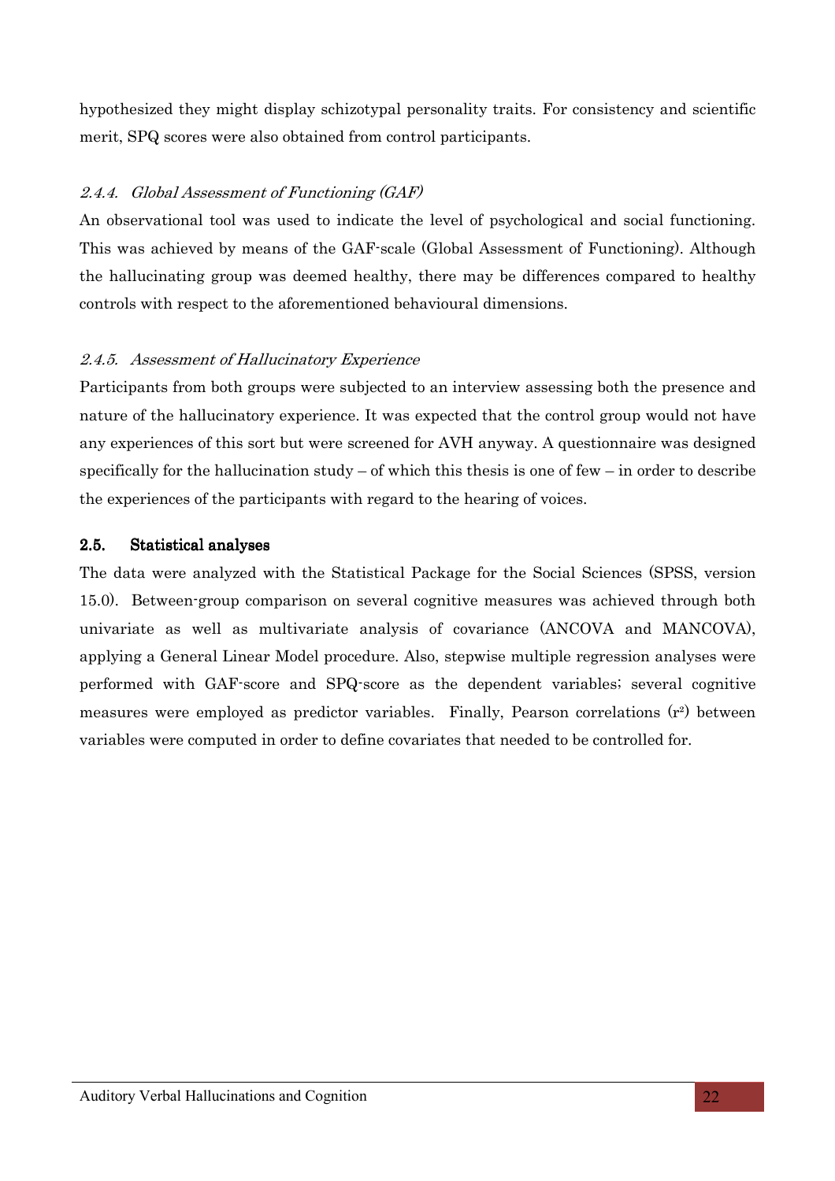hypothesized they might display schizotypal personality traits. For consistency and scientific merit, SPQ scores were also obtained from control participants.

#### *2.4.4. Global Assessment of Functioning (GAF)*

An observational tool was used to indicate the level of psychological and social functioning. This was achieved by means of the GAF-scale (Global Assessment of Functioning). Although the hallucinating group was deemed healthy, there may be differences compared to healthy controls with respect to the aforementioned behavioural dimensions.

#### *2.4.5. Assessment of Hallucinatory Experience*

Participants from both groups were subjected to an interview assessing both the presence and nature of the hallucinatory experience. It was expected that the control group would not have any experiences of this sort but were screened for AVH anyway. A questionnaire was designed specifically for the hallucination study – of which this thesis is one of few – in order to describe the experiences of the participants with regard to the hearing of voices.

### **2.5. Statistical analyses**

The data were analyzed with the Statistical Package for the Social Sciences (SPSS, version 15.0). Between-group comparison on several cognitive measures was achieved through both univariate as well as multivariate analysis of covariance (ANCOVA and MANCOVA), applying a General Linear Model procedure. Also, stepwise multiple regression analyses were performed with GAF-score and SPQ-score as the dependent variables; several cognitive measures were employed as predictor variables. Finally, Pearson correlations ($r^2$) between variables were computed in order to define covariates that needed to be controlled for.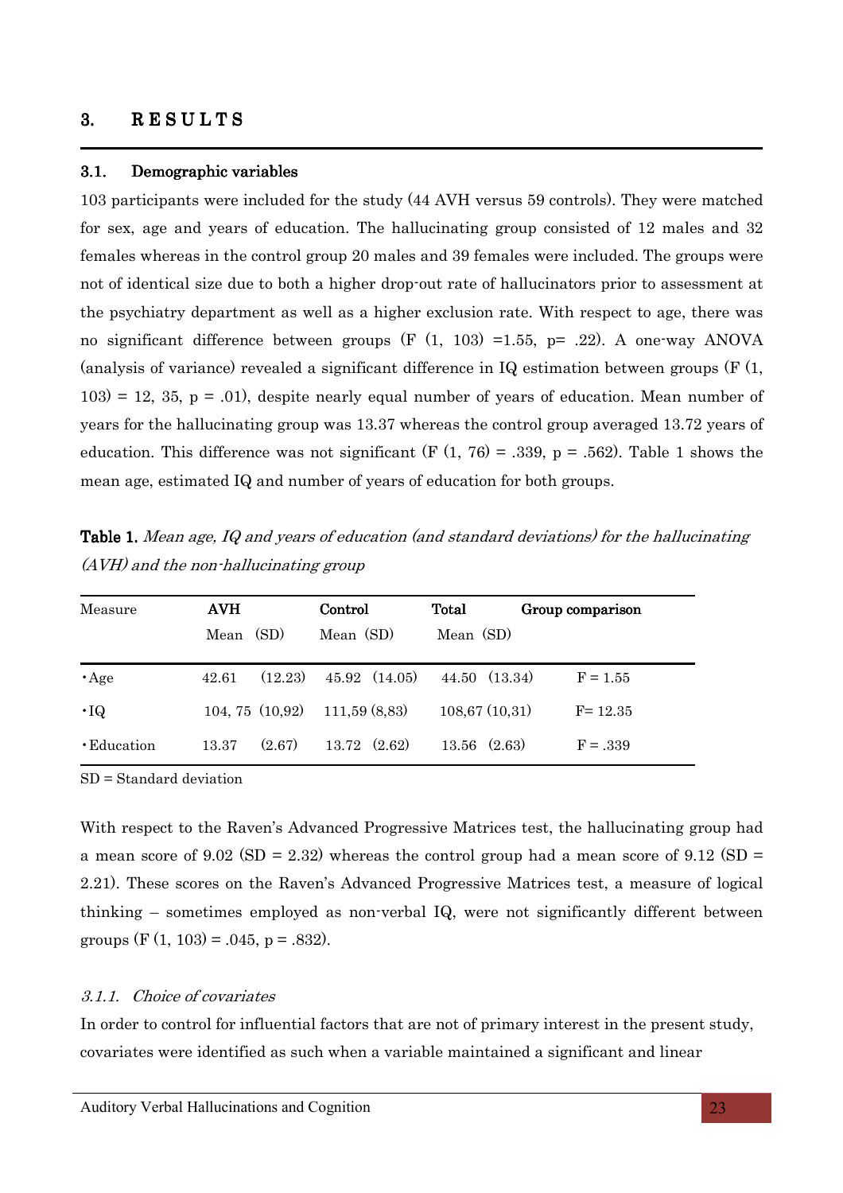# 3. RESULTS

## 3.1. Demographic variables

103 participants were included for the study (44 AVH versus 59 controls). They were matched for sex, age and years of education. The hallucinating group consisted of 12 males and 32 females whereas in the control group 20 males and 39 females were included. The groups were not of identical size due to both a higher drop-out rate of hallucinators prior to assessment at the psychiatry department as well as a higher exclusion rate. With respect to age, there was no significant difference between groups ($F$ (1, 103) =1.55, p= .22). A one-way ANOVA (analysis of variance) revealed a significant difference in IQ estimation between groups ($F$ (1, 103) = 12, 35, p = .01), despite nearly equal number of years of education. Mean number of years for the hallucinating group was 13.37 whereas the control group averaged 13.72 years of education. This difference was not significant ($F$ (1, 76) = .339, p = .562). Table 1 shows the mean age, estimated IQ and number of years of education for both groups.

**Table 1.** *Mean age, IQ and years of education (and standard deviations) for the hallucinating (AVH) and the non-hallucinating group*

| Measure | AVH | | Control | | Total | | Group comparison |
|---|---|---|---|---|---|---|---|
| | Mean | (SD) | Mean | (SD) | Mean | (SD) | |
| •Age | 42.61 | (12.23) | 45.92 | (14.05) | 44.50 | (13.34) | F = 1.55 |
| •IQ | 104, 75 | (10,92) | 111,59 | (8,83) | 108,67 | (10,31) | F= 12.35 |
| •Education | 13.37 | (2.67) | 13.72 | (2.62) | 13.56 | (2.63) | F = .339 |

SD = Standard deviation

With respect to the Raven's Advanced Progressive Matrices test, the hallucinating group had a mean score of 9.02 (SD = 2.32) whereas the control group had a mean score of 9.12 (SD = 2.21). These scores on the Raven's Advanced Progressive Matrices test, a measure of logical thinking – sometimes employed as non-verbal IQ, were not significantly different between groups ($F$ (1, 103) = .045, p = .832).

### *3.1.1. Choice of covariates*

In order to control for influential factors that are not of primary interest in the present study, covariates were identified as such when a variable maintained a significant and linear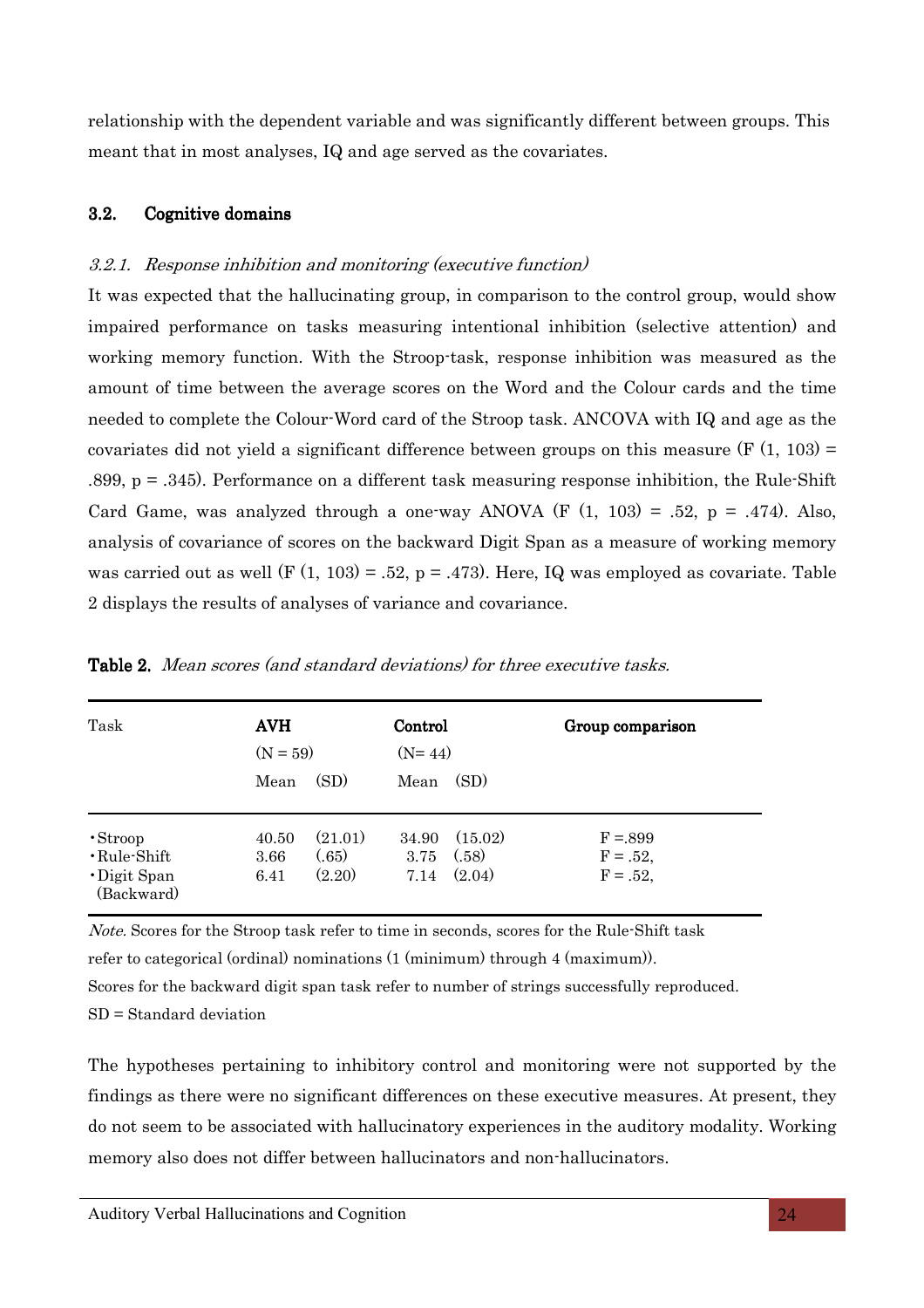relationship with the dependent variable and was significantly different between groups. This meant that in most analyses, IQ and age served as the covariates.

## 3.2. Cognitive domains

### *3.2.1. Response inhibition and monitoring (executive function)*

It was expected that the hallucinating group, in comparison to the control group, would show impaired performance on tasks measuring intentional inhibition (selective attention) and working memory function. With the Stroop-task, response inhibition was measured as the amount of time between the average scores on the Word and the Colour cards and the time needed to complete the Colour-Word card of the Stroop task. ANCOVA with IQ and age as the covariates did not yield a significant difference between groups on this measure ($F(1, 103) = .899$, $p = .345$). Performance on a different task measuring response inhibition, the Rule-Shift Card Game, was analyzed through a one-way ANOVA ($F(1, 103) = .52$, $p = .474$). Also, analysis of covariance of scores on the backward Digit Span as a measure of working memory was carried out as well ($F(1, 103) = .52$, $p = .473$). Here, IQ was employed as covariate. Table 2 displays the results of analyses of variance and covariance.

**Table 2.** *Mean scores (and standard deviations) for three executive tasks.*

| Task | **AVH** (N = 59) | | **Control** (N= 44) | | **Group comparison** |
|---|---|---|---|---|---|
| | Mean | (SD) | Mean | (SD) | |
| • Stroop | 40.50 | (21.01) | 34.90 | (15.02) | F =.899 |
| • Rule-Shift | 3.66 | (.65) | 3.75 | (.58) | F = .52, |
| • Digit Span (Backward) | 6.41 | (2.20) | 7.14 | (2.04) | F = .52, |

*Note.* Scores for the Stroop task refer to time in seconds, scores for the Rule-Shift task refer to categorical (ordinal) nominations (1 (minimum) through 4 (maximum)).
Scores for the backward digit span task refer to number of strings successfully reproduced.
SD = Standard deviation

The hypotheses pertaining to inhibitory control and monitoring were not supported by the findings as there were no significant differences on these executive measures. At present, they do not seem to be associated with hallucinatory experiences in the auditory modality. Working memory also does not differ between hallucinators and non-hallucinators.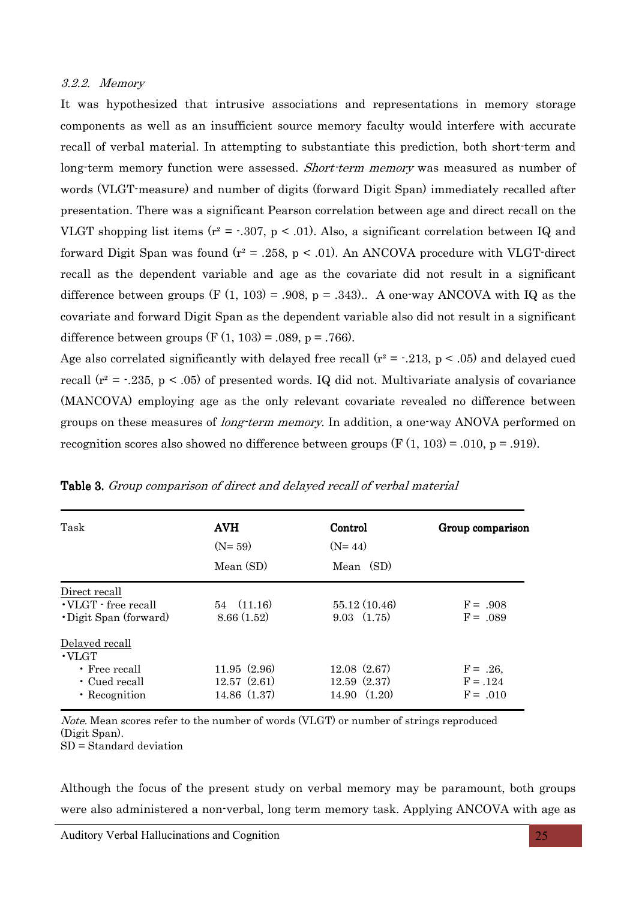#### 3.2.2. Memory

It was hypothesized that intrusive associations and representations in memory storage components as well as an insufficient source memory faculty would interfere with accurate recall of verbal material. In attempting to substantiate this prediction, both short-term and long-term memory function were assessed. *Short-term memory* was measured as number of words (VLGT-measure) and number of digits (forward Digit Span) immediately recalled after presentation. There was a significant Pearson correlation between age and direct recall on the VLGT shopping list items ($r^2$ = -.307, $p < .01$). Also, a significant correlation between IQ and forward Digit Span was found ($r^2$ = .258, $p < .01$). An ANCOVA procedure with VLGT-direct recall as the dependent variable and age as the covariate did not result in a significant difference between groups ($F$ (1, 103) = .908, p = .343).. A one-way ANCOVA with IQ as the covariate and forward Digit Span as the dependent variable also did not result in a significant difference between groups ($F$ (1, 103) = .089, p = .766).

Age also correlated significantly with delayed free recall ($r^2$ = -.213, $p < .05$) and delayed cued recall ($r^2$ = -.235, $p < .05$) of presented words. IQ did not. Multivariate analysis of covariance (MANCOVA) employing age as the only relevant covariate revealed no difference between groups on these measures of *long-term memory*. In addition, a one-way ANOVA performed on recognition scores also showed no difference between groups ($F$ (1, 103) = .010, p = .919).

**Table 3.** *Group comparison of direct and delayed recall of verbal material*

| Task | AVH (N= 59) Mean (SD) | Control (N= 44) Mean (SD) | Group comparison |
|---|---|---|---|
| Direct recall | | | |
| • VLGT - free recall | 54 (11.16) | 55.12 (10.46) | F = .908 |
| • Digit Span (forward) | 8.66 (1.52) | 9.03 (1.75) | F = .089 |
| Delayed recall | | | |
| • VLGT | | | |
| • Free recall | 11.95 (2.96) | 12.08 (2.67) | F = .26, |
| • Cued recall | 12.57 (2.61) | 12.59 (2.37) | F = .124 |
| • Recognition | 14.86 (1.37) | 14.90 (1.20) | F = .010 |

*Note.* Mean scores refer to the number of words (VLGT) or number of strings reproduced (Digit Span).
SD = Standard deviation

Although the focus of the present study on verbal memory may be paramount, both groups were also administered a non-verbal, long term memory task. Applying ANCOVA with age as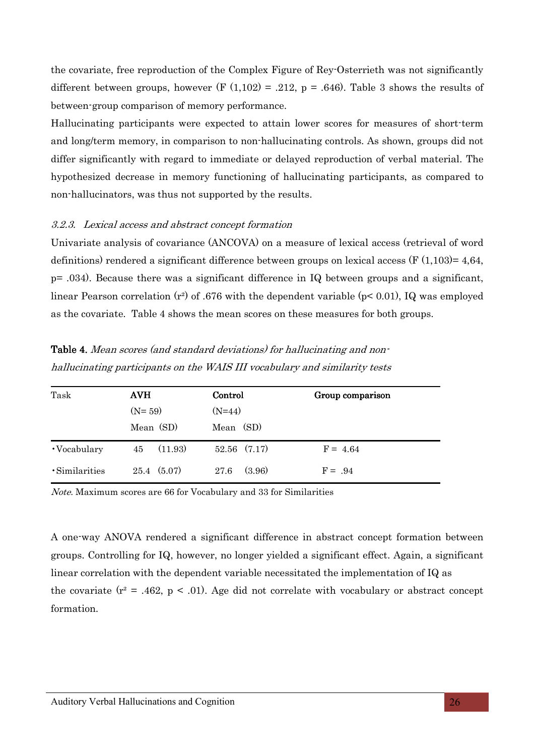the covariate, free reproduction of the Complex Figure of Rey-Osterrieth was not significantly different between groups, however ($F$ (1,102) = .212, $p$ = .646). Table 3 shows the results of between-group comparison of memory performance.

Hallucinating participants were expected to attain lower scores for measures of short-term and long/term memory, in comparison to non-hallucinating controls. As shown, groups did not differ significantly with regard to immediate or delayed reproduction of verbal material. The hypothesized decrease in memory functioning of hallucinating participants, as compared to non-hallucinators, was thus not supported by the results.

### *3.2.3. Lexical access and abstract concept formation*

Univariate analysis of covariance (ANCOVA) on a measure of lexical access (retrieval of word definitions) rendered a significant difference between groups on lexical access ($F$ (1,103)= 4,64, p= .034). Because there was a significant difference in IQ between groups and a significant, linear Pearson correlation ($r^2$) of .676 with the dependent variable ($p$< 0.01), IQ was employed as the covariate. Table 4 shows the mean scores on these measures for both groups.

**Table 4.** *Mean scores (and standard deviations) for hallucinating and non-hallucinating participants on the WAIS III vocabulary and similarity tests*

| Task | AVH (N= 59) Mean (SD) | Control (N=44) Mean (SD) | Group comparison |
|---|---|---|---|
| • Vocabulary | 45 (11.93) | 52.56 (7.17) | F = 4.64 |
| • Similarities | 25.4 (5.07) | 27.6 (3.96) | F = .94 |

*Note*. Maximum scores are 66 for Vocabulary and 33 for Similarities

A one-way ANOVA rendered a significant difference in abstract concept formation between groups. Controlling for IQ, however, no longer yielded a significant effect. Again, a significant linear correlation with the dependent variable necessitated the implementation of IQ as the covariate ($r^2$ = .462, $p$ < .01). Age did not correlate with vocabulary or abstract concept formation.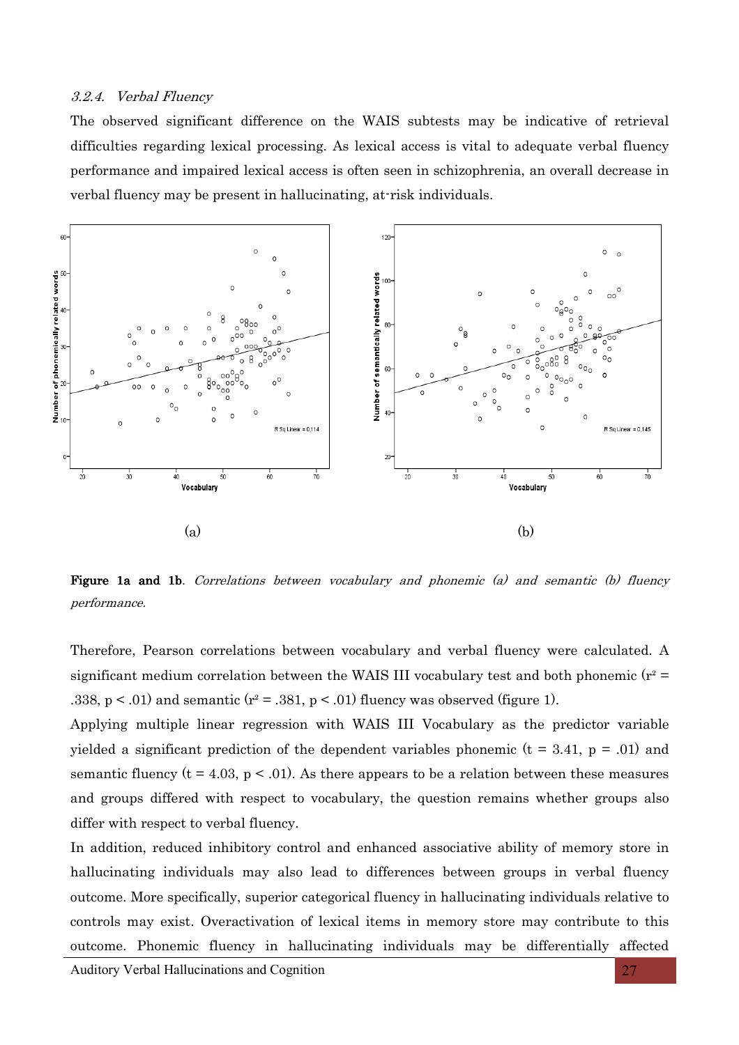#### 3.2.4. Verbal Fluency

The observed significant difference on the WAIS subtests may be indicative of retrieval difficulties regarding lexical processing. As lexical access is vital to adequate verbal fluency performance and impaired lexical access is often seen in schizophrenia, an overall decrease in verbal fluency may be present in hallucinating, at-risk individuals.

(a) (b)

**Figure 1a and 1b**. *Correlations between vocabulary and phonemic (a) and semantic (b) fluency performance.*

Therefore, Pearson correlations between vocabulary and verbal fluency were calculated. A significant medium correlation between the WAIS III vocabulary test and both phonemic ($r^2$ = .338, $p < .01$) and semantic ($r^2$ = .381, $p < .01$) fluency was observed (figure 1).

Applying multiple linear regression with WAIS III Vocabulary as the predictor variable yielded a significant prediction of the dependent variables phonemic ($t = 3.41$, $p = .01$) and semantic fluency ($t = 4.03$, $p < .01$). As there appears to be a relation between these measures and groups differed with respect to vocabulary, the question remains whether groups also differ with respect to verbal fluency.

In addition, reduced inhibitory control and enhanced associative ability of memory store in hallucinating individuals may also lead to differences between groups in verbal fluency outcome. More specifically, superior categorical fluency in hallucinating individuals relative to controls may exist. Overactivation of lexical items in memory store may contribute to this outcome. Phonemic fluency in hallucinating individuals may be differentially affected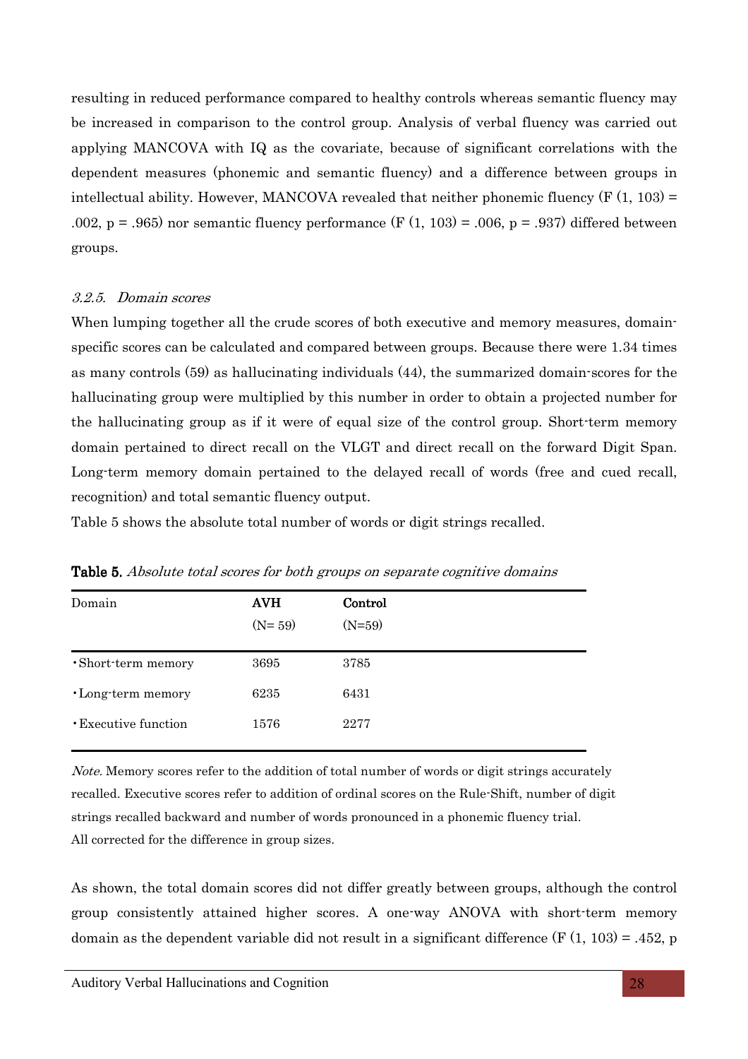resulting in reduced performance compared to healthy controls whereas semantic fluency may be increased in comparison to the control group. Analysis of verbal fluency was carried out applying MANCOVA with IQ as the covariate, because of significant correlations with the dependent measures (phonemic and semantic fluency) and a difference between groups in intellectual ability. However, MANCOVA revealed that neither phonemic fluency ($F(1, 103) = .002$, $p = .965$) nor semantic fluency performance ($F(1, 103) = .006$, $p = .937$) differed between groups.

#### *3.2.5. Domain scores*

When lumping together all the crude scores of both executive and memory measures, domain-specific scores can be calculated and compared between groups. Because there were 1.34 times as many controls (59) as hallucinating individuals (44), the summarized domain-scores for the hallucinating group were multiplied by this number in order to obtain a projected number for the hallucinating group as if it were of equal size of the control group. Short-term memory domain pertained to direct recall on the VLGT and direct recall on the forward Digit Span. Long-term memory domain pertained to the delayed recall of words (free and cued recall, recognition) and total semantic fluency output.

Table 5 shows the absolute total number of words or digit strings recalled.

**Table 5.** *Absolute total scores for both groups on separate cognitive domains*

| Domain | **AVH** (N= 59) | **Control** (N=59) |
|---|---|---|
| • Short-term memory | 3695 | 3785 |
| • Long-term memory | 6235 | 6431 |
| • Executive function | 1576 | 2277 |

*Note.* Memory scores refer to the addition of total number of words or digit strings accurately recalled. Executive scores refer to addition of ordinal scores on the Rule-Shift, number of digit strings recalled backward and number of words pronounced in a phonemic fluency trial. All corrected for the difference in group sizes.

As shown, the total domain scores did not differ greatly between groups, although the control group consistently attained higher scores. A one-way ANOVA with short-term memory domain as the dependent variable did not result in a significant difference ($F(1, 103) = .452$, p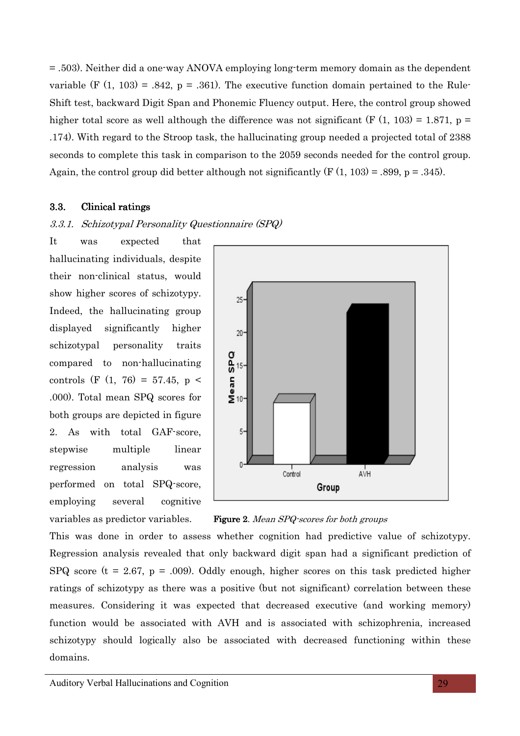= .503). Neither did a one-way ANOVA employing long-term memory domain as the dependent variable ($F(1, 103) = .842$, $p = .361$). The executive function domain pertained to the Rule-Shift test, backward Digit Span and Phonemic Fluency output. Here, the control group showed higher total score as well although the difference was not significant ($F(1, 103) = 1.871$, $p = .174$). With regard to the Stroop task, the hallucinating group needed a projected total of 2388 seconds to complete this task in comparison to the 2059 seconds needed for the control group. Again, the control group did better although not significantly ($F(1, 103) = .899$, $p = .345$).

### 3.3. Clinical ratings

#### *3.3.1. Schizotypal Personality Questionnaire (SPQ)*

It was expected that hallucinating individuals, despite their non-clinical status, would show higher scores of schizotypy. Indeed, the hallucinating group displayed significantly higher schizotypal personality traits compared to non-hallucinating controls ($F(1, 76) = 57.45$, $p < .000$). Total mean SPQ scores for both groups are depicted in figure 2. As with total GAF-score, stepwise multiple linear regression analysis was performed on total SPQ-score, employing several cognitive variables as predictor variables.

**Figure 2**. *Mean SPQ-scores for both groups*

This was done in order to assess whether cognition had predictive value of schizotypy. Regression analysis revealed that only backward digit span had a significant prediction of SPQ score ($t = 2.67$, $p = .009$). Oddly enough, higher scores on this task predicted higher ratings of schizotypy as there was a positive (but not significant) correlation between these measures. Considering it was expected that decreased executive (and working memory) function would be associated with AVH and is associated with schizophrenia, increased schizotypy should logically also be associated with decreased functioning within these domains.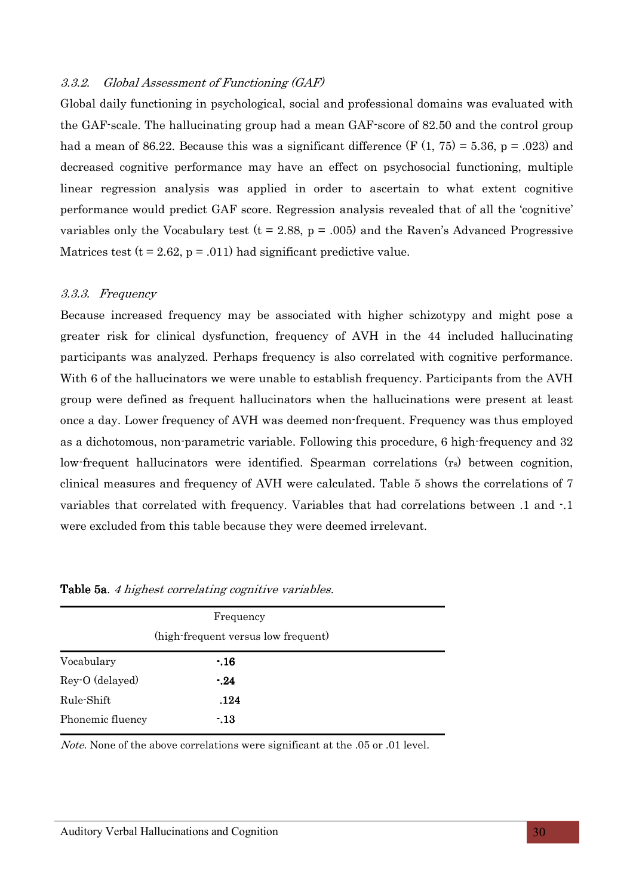### *3.3.2. Global Assessment of Functioning (GAF)*

Global daily functioning in psychological, social and professional domains was evaluated with the GAF-scale. The hallucinating group had a mean GAF-score of 82.50 and the control group had a mean of 86.22. Because this was a significant difference ($F(1, 75) = 5.36$, $p = .023$) and decreased cognitive performance may have an effect on psychosocial functioning, multiple linear regression analysis was applied in order to ascertain to what extent cognitive performance would predict GAF score. Regression analysis revealed that of all the 'cognitive' variables only the Vocabulary test ($t = 2.88$, $p = .005$) and the Raven's Advanced Progressive Matrices test ($t = 2.62$, $p = .011$) had significant predictive value.

### *3.3.3. Frequency*

Because increased frequency may be associated with higher schizotypy and might pose a greater risk for clinical dysfunction, frequency of AVH in the 44 included hallucinating participants was analyzed. Perhaps frequency is also correlated with cognitive performance. With 6 of the hallucinators we were unable to establish frequency. Participants from the AVH group were defined as frequent hallucinators when the hallucinations were present at least once a day. Lower frequency of AVH was deemed non-frequent. Frequency was thus employed as a dichotomous, non-parametric variable. Following this procedure, 6 high-frequency and 32 low-frequent hallucinators were identified. Spearman correlations ($r_s$) between cognition, clinical measures and frequency of AVH were calculated. Table 5 shows the correlations of 7 variables that correlated with frequency. Variables that had correlations between .1 and -.1 were excluded from this table because they were deemed irrelevant.

**Table 5a**. *4 highest correlating cognitive variables.*

| | Frequency (high-frequent versus low frequent) |
|---|---|
| Vocabulary | **-.16** |
| Rey-O (delayed) | **-.24** |
| Rule-Shift | **.124** |
| Phonemic fluency | **-.13** |

*Note.* None of the above correlations were significant at the .05 or .01 level.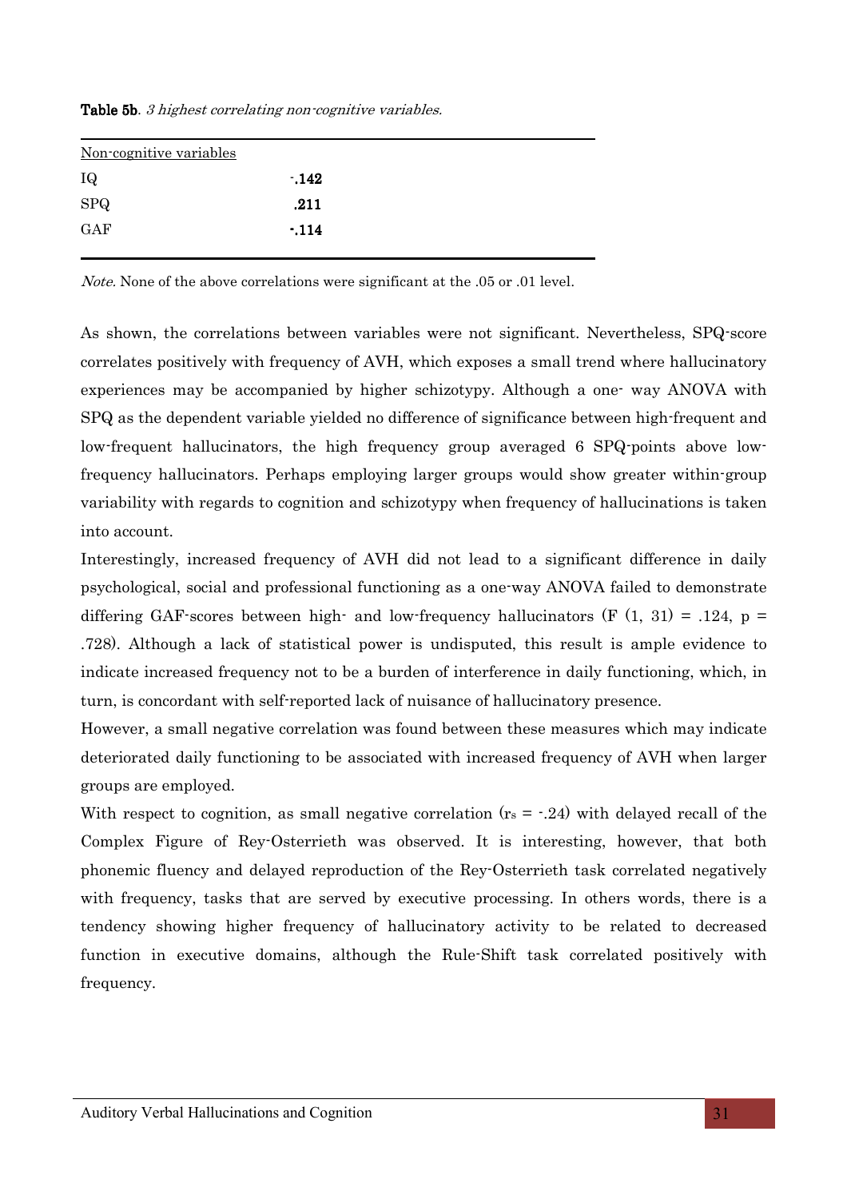**Table 5b**. *3 highest correlating non-cognitive variables.*

| Non-cognitive variables | |
|---|---|
| IQ | **-.142** |
| SPQ | **.211** |
| GAF | **-.114** |

*Note.* None of the above correlations were significant at the .05 or .01 level.

As shown, the correlations between variables were not significant. Nevertheless, SPQ-score correlates positively with frequency of AVH, which exposes a small trend where hallucinatory experiences may be accompanied by higher schizotypy. Although a one- way ANOVA with SPQ as the dependent variable yielded no difference of significance between high-frequent and low-frequent hallucinators, the high frequency group averaged 6 SPQ-points above low-frequency hallucinators. Perhaps employing larger groups would show greater within-group variability with regards to cognition and schizotypy when frequency of hallucinations is taken into account.

Interestingly, increased frequency of AVH did not lead to a significant difference in daily psychological, social and professional functioning as a one-way ANOVA failed to demonstrate differing GAF-scores between high- and low-frequency hallucinators ($F$ (1, 31) = .124, $p$ = .728). Although a lack of statistical power is undisputed, this result is ample evidence to indicate increased frequency not to be a burden of interference in daily functioning, which, in turn, is concordant with self-reported lack of nuisance of hallucinatory presence.

However, a small negative correlation was found between these measures which may indicate deteriorated daily functioning to be associated with increased frequency of AVH when larger groups are employed.

With respect to cognition, as small negative correlation ($r_s$ = -.24) with delayed recall of the Complex Figure of Rey-Osterrieth was observed. It is interesting, however, that both phonemic fluency and delayed reproduction of the Rey-Osterrieth task correlated negatively with frequency, tasks that are served by executive processing. In others words, there is a tendency showing higher frequency of hallucinatory activity to be related to decreased function in executive domains, although the Rule-Shift task correlated positively with frequency.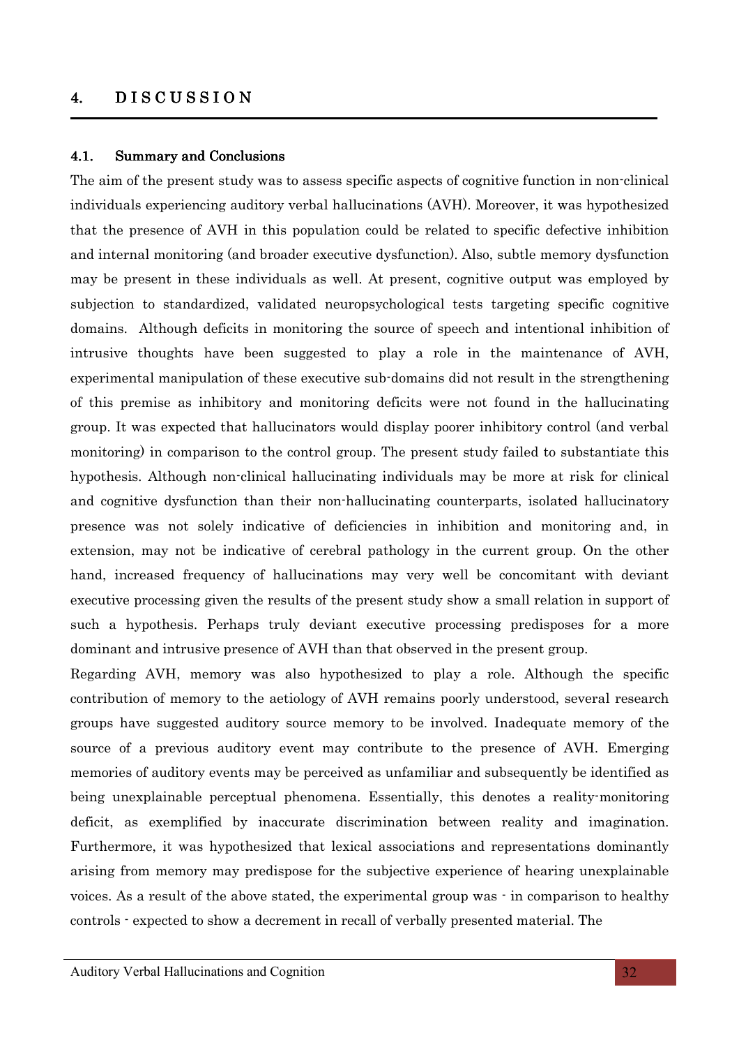# 4. DISCUSSION

## 4.1. Summary and Conclusions

The aim of the present study was to assess specific aspects of cognitive function in non-clinical individuals experiencing auditory verbal hallucinations (AVH). Moreover, it was hypothesized that the presence of AVH in this population could be related to specific defective inhibition and internal monitoring (and broader executive dysfunction). Also, subtle memory dysfunction may be present in these individuals as well. At present, cognitive output was employed by subjection to standardized, validated neuropsychological tests targeting specific cognitive domains. Although deficits in monitoring the source of speech and intentional inhibition of intrusive thoughts have been suggested to play a role in the maintenance of AVH, experimental manipulation of these executive sub-domains did not result in the strengthening of this premise as inhibitory and monitoring deficits were not found in the hallucinating group. It was expected that hallucinators would display poorer inhibitory control (and verbal monitoring) in comparison to the control group. The present study failed to substantiate this hypothesis. Although non-clinical hallucinating individuals may be more at risk for clinical and cognitive dysfunction than their non-hallucinating counterparts, isolated hallucinatory presence was not solely indicative of deficiencies in inhibition and monitoring and, in extension, may not be indicative of cerebral pathology in the current group. On the other hand, increased frequency of hallucinations may very well be concomitant with deviant executive processing given the results of the present study show a small relation in support of such a hypothesis. Perhaps truly deviant executive processing predisposes for a more dominant and intrusive presence of AVH than that observed in the present group.

Regarding AVH, memory was also hypothesized to play a role. Although the specific contribution of memory to the aetiology of AVH remains poorly understood, several research groups have suggested auditory source memory to be involved. Inadequate memory of the source of a previous auditory event may contribute to the presence of AVH. Emerging memories of auditory events may be perceived as unfamiliar and subsequently be identified as being unexplainable perceptual phenomena. Essentially, this denotes a reality-monitoring deficit, as exemplified by inaccurate discrimination between reality and imagination. Furthermore, it was hypothesized that lexical associations and representations dominantly arising from memory may predispose for the subjective experience of hearing unexplainable voices. As a result of the above stated, the experimental group was - in comparison to healthy controls - expected to show a decrement in recall of verbally presented material. The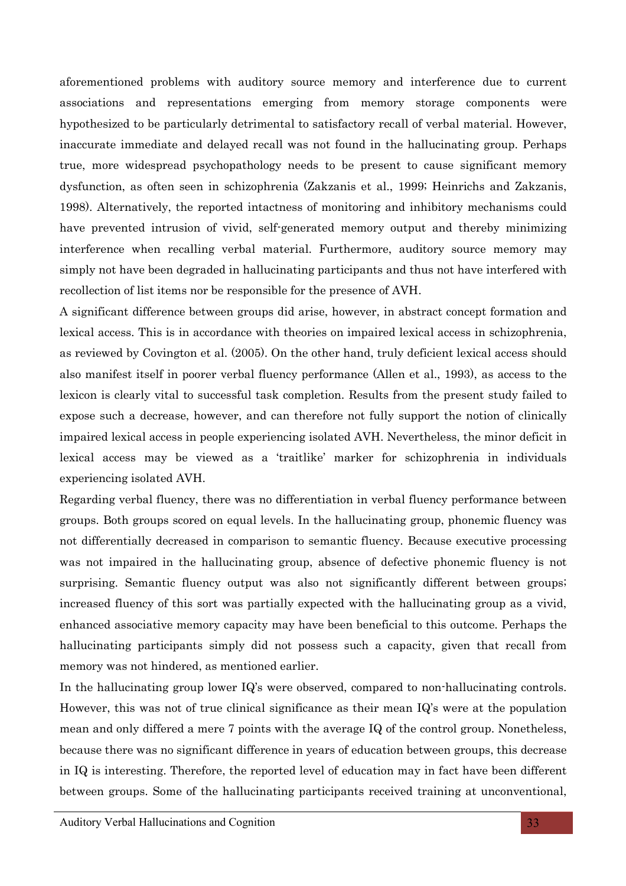aforementioned problems with auditory source memory and interference due to current associations and representations emerging from memory storage components were hypothesized to be particularly detrimental to satisfactory recall of verbal material. However, inaccurate immediate and delayed recall was not found in the hallucinating group. Perhaps true, more widespread psychopathology needs to be present to cause significant memory dysfunction, as often seen in schizophrenia (Zakzanis et al., 1999; Heinrichs and Zakzanis, 1998). Alternatively, the reported intactness of monitoring and inhibitory mechanisms could have prevented intrusion of vivid, self-generated memory output and thereby minimizing interference when recalling verbal material. Furthermore, auditory source memory may simply not have been degraded in hallucinating participants and thus not have interfered with recollection of list items nor be responsible for the presence of AVH.

A significant difference between groups did arise, however, in abstract concept formation and lexical access. This is in accordance with theories on impaired lexical access in schizophrenia, as reviewed by Covington et al. (2005). On the other hand, truly deficient lexical access should also manifest itself in poorer verbal fluency performance (Allen et al., 1993), as access to the lexicon is clearly vital to successful task completion. Results from the present study failed to expose such a decrease, however, and can therefore not fully support the notion of clinically impaired lexical access in people experiencing isolated AVH. Nevertheless, the minor deficit in lexical access may be viewed as a 'traitlike' marker for schizophrenia in individuals experiencing isolated AVH.

Regarding verbal fluency, there was no differentiation in verbal fluency performance between groups. Both groups scored on equal levels. In the hallucinating group, phonemic fluency was not differentially decreased in comparison to semantic fluency. Because executive processing was not impaired in the hallucinating group, absence of defective phonemic fluency is not surprising. Semantic fluency output was also not significantly different between groups; increased fluency of this sort was partially expected with the hallucinating group as a vivid, enhanced associative memory capacity may have been beneficial to this outcome. Perhaps the hallucinating participants simply did not possess such a capacity, given that recall from memory was not hindered, as mentioned earlier.

In the hallucinating group lower IQ's were observed, compared to non-hallucinating controls. However, this was not of true clinical significance as their mean IQ's were at the population mean and only differed a mere 7 points with the average IQ of the control group. Nonetheless, because there was no significant difference in years of education between groups, this decrease in IQ is interesting. Therefore, the reported level of education may in fact have been different between groups. Some of the hallucinating participants received training at unconventional,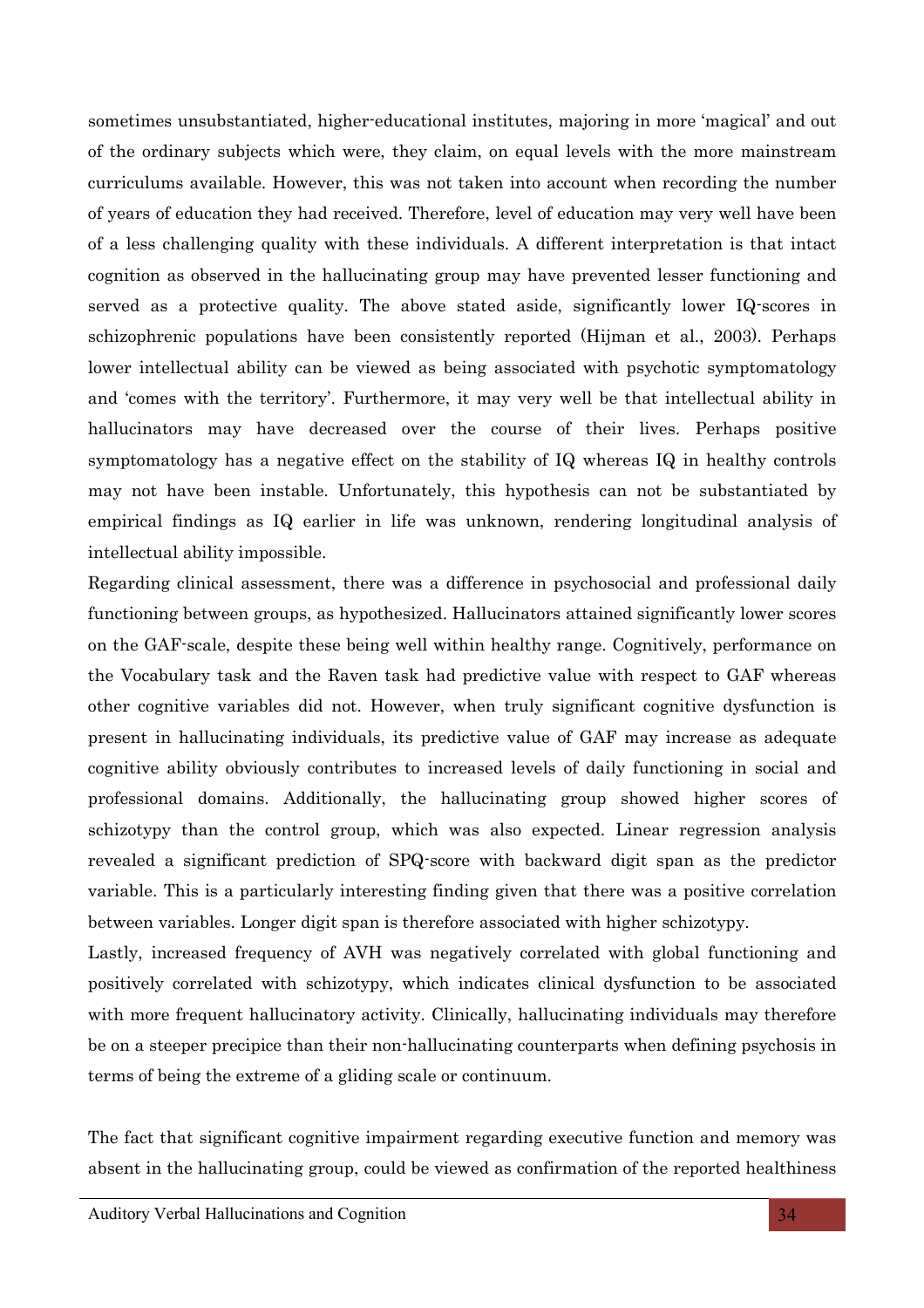sometimes unsubstantiated, higher-educational institutes, majoring in more 'magical' and out of the ordinary subjects which were, they claim, on equal levels with the more mainstream curriculums available. However, this was not taken into account when recording the number of years of education they had received. Therefore, level of education may very well have been of a less challenging quality with these individuals. A different interpretation is that intact cognition as observed in the hallucinating group may have prevented lesser functioning and served as a protective quality. The above stated aside, significantly lower IQ-scores in schizophrenic populations have been consistently reported (Hijman et al., 2003). Perhaps lower intellectual ability can be viewed as being associated with psychotic symptomatology and 'comes with the territory'. Furthermore, it may very well be that intellectual ability in hallucinators may have decreased over the course of their lives. Perhaps positive symptomatology has a negative effect on the stability of IQ whereas IQ in healthy controls may not have been instable. Unfortunately, this hypothesis can not be substantiated by empirical findings as IQ earlier in life was unknown, rendering longitudinal analysis of intellectual ability impossible.

Regarding clinical assessment, there was a difference in psychosocial and professional daily functioning between groups, as hypothesized. Hallucinators attained significantly lower scores on the GAF-scale, despite these being well within healthy range. Cognitively, performance on the Vocabulary task and the Raven task had predictive value with respect to GAF whereas other cognitive variables did not. However, when truly significant cognitive dysfunction is present in hallucinating individuals, its predictive value of GAF may increase as adequate cognitive ability obviously contributes to increased levels of daily functioning in social and professional domains. Additionally, the hallucinating group showed higher scores of schizotypy than the control group, which was also expected. Linear regression analysis revealed a significant prediction of SPQ-score with backward digit span as the predictor variable. This is a particularly interesting finding given that there was a positive correlation between variables. Longer digit span is therefore associated with higher schizotypy.

Lastly, increased frequency of AVH was negatively correlated with global functioning and positively correlated with schizotypy, which indicates clinical dysfunction to be associated with more frequent hallucinatory activity. Clinically, hallucinating individuals may therefore be on a steeper precipice than their non-hallucinating counterparts when defining psychosis in terms of being the extreme of a gliding scale or continuum.

The fact that significant cognitive impairment regarding executive function and memory was absent in the hallucinating group, could be viewed as confirmation of the reported healthiness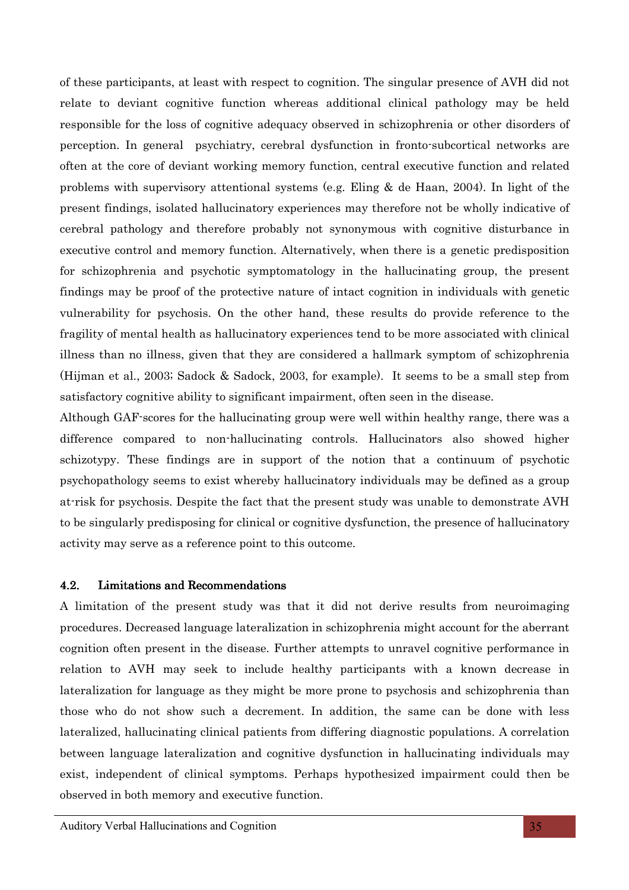of these participants, at least with respect to cognition. The singular presence of AVH did not relate to deviant cognitive function whereas additional clinical pathology may be held responsible for the loss of cognitive adequacy observed in schizophrenia or other disorders of perception. In general psychiatry, cerebral dysfunction in fronto-subcortical networks are often at the core of deviant working memory function, central executive function and related problems with supervisory attentional systems (e.g. Eling & de Haan, 2004). In light of the present findings, isolated hallucinatory experiences may therefore not be wholly indicative of cerebral pathology and therefore probably not synonymous with cognitive disturbance in executive control and memory function. Alternatively, when there is a genetic predisposition for schizophrenia and psychotic symptomatology in the hallucinating group, the present findings may be proof of the protective nature of intact cognition in individuals with genetic vulnerability for psychosis. On the other hand, these results do provide reference to the fragility of mental health as hallucinatory experiences tend to be more associated with clinical illness than no illness, given that they are considered a hallmark symptom of schizophrenia (Hijman et al., 2003; Sadock & Sadock, 2003, for example). It seems to be a small step from satisfactory cognitive ability to significant impairment, often seen in the disease.

Although GAF-scores for the hallucinating group were well within healthy range, there was a difference compared to non-hallucinating controls. Hallucinators also showed higher schizotypy. These findings are in support of the notion that a continuum of psychotic psychopathology seems to exist whereby hallucinatory individuals may be defined as a group at-risk for psychosis. Despite the fact that the present study was unable to demonstrate AVH to be singularly predisposing for clinical or cognitive dysfunction, the presence of hallucinatory activity may serve as a reference point to this outcome.

### 4.2. Limitations and Recommendations

A limitation of the present study was that it did not derive results from neuroimaging procedures. Decreased language lateralization in schizophrenia might account for the aberrant cognition often present in the disease. Further attempts to unravel cognitive performance in relation to AVH may seek to include healthy participants with a known decrease in lateralization for language as they might be more prone to psychosis and schizophrenia than those who do not show such a decrement. In addition, the same can be done with less lateralized, hallucinating clinical patients from differing diagnostic populations. A correlation between language lateralization and cognitive dysfunction in hallucinating individuals may exist, independent of clinical symptoms. Perhaps hypothesized impairment could then be observed in both memory and executive function.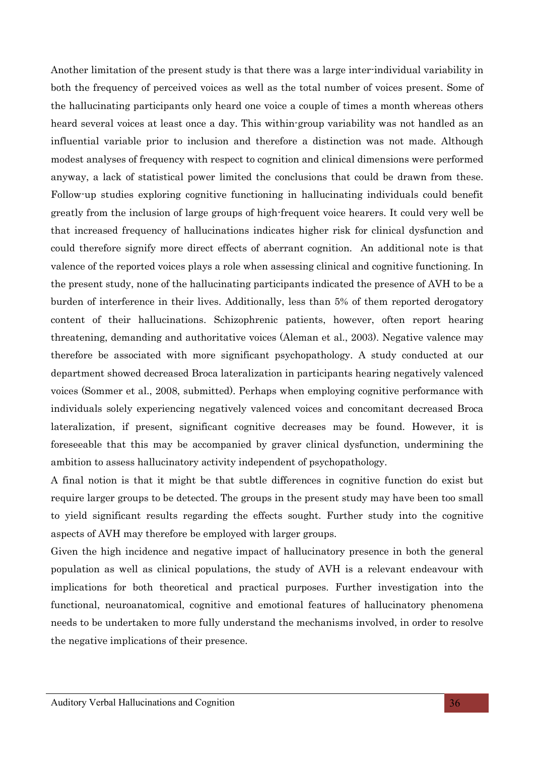Another limitation of the present study is that there was a large inter-individual variability in both the frequency of perceived voices as well as the total number of voices present. Some of the hallucinating participants only heard one voice a couple of times a month whereas others heard several voices at least once a day. This within-group variability was not handled as an influential variable prior to inclusion and therefore a distinction was not made. Although modest analyses of frequency with respect to cognition and clinical dimensions were performed anyway, a lack of statistical power limited the conclusions that could be drawn from these. Follow-up studies exploring cognitive functioning in hallucinating individuals could benefit greatly from the inclusion of large groups of high-frequent voice hearers. It could very well be that increased frequency of hallucinations indicates higher risk for clinical dysfunction and could therefore signify more direct effects of aberrant cognition. An additional note is that valence of the reported voices plays a role when assessing clinical and cognitive functioning. In the present study, none of the hallucinating participants indicated the presence of AVH to be a burden of interference in their lives. Additionally, less than 5% of them reported derogatory content of their hallucinations. Schizophrenic patients, however, often report hearing threatening, demanding and authoritative voices (Aleman et al., 2003). Negative valence may therefore be associated with more significant psychopathology. A study conducted at our department showed decreased Broca lateralization in participants hearing negatively valenced voices (Sommer et al., 2008, submitted). Perhaps when employing cognitive performance with individuals solely experiencing negatively valenced voices and concomitant decreased Broca lateralization, if present, significant cognitive decreases may be found. However, it is foreseeable that this may be accompanied by graver clinical dysfunction, undermining the ambition to assess hallucinatory activity independent of psychopathology.

A final notion is that it might be that subtle differences in cognitive function do exist but require larger groups to be detected. The groups in the present study may have been too small to yield significant results regarding the effects sought. Further study into the cognitive aspects of AVH may therefore be employed with larger groups.

Given the high incidence and negative impact of hallucinatory presence in both the general population as well as clinical populations, the study of AVH is a relevant endeavour with implications for both theoretical and practical purposes. Further investigation into the functional, neuroanatomical, cognitive and emotional features of hallucinatory phenomena needs to be undertaken to more fully understand the mechanisms involved, in order to resolve the negative implications of their presence.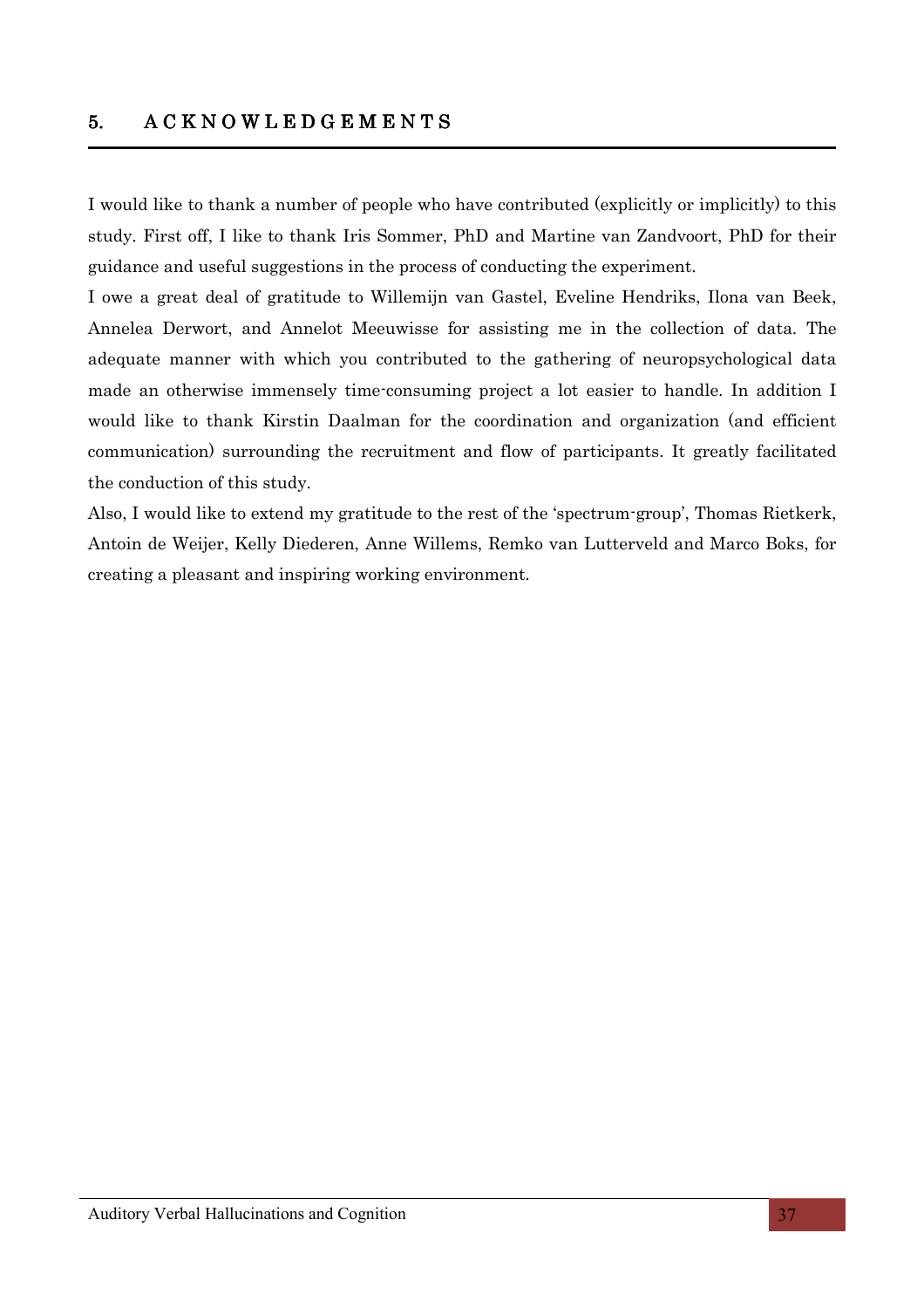## 5. ACKNOWLEDGEMENTS

I would like to thank a number of people who have contributed (explicitly or implicitly) to this study. First off, I like to thank Iris Sommer, PhD and Martine van Zandvoort, PhD for their guidance and useful suggestions in the process of conducting the experiment.

I owe a great deal of gratitude to Willemijn van Gastel, Eveline Hendriks, Ilona van Beek, Annelea Derwort, and Annelot Meeuwisse for assisting me in the collection of data. The adequate manner with which you contributed to the gathering of neuropsychological data made an otherwise immensely time-consuming project a lot easier to handle. In addition I would like to thank Kirstin Daalman for the coordination and organization (and efficient communication) surrounding the recruitment and flow of participants. It greatly facilitated the conduction of this study.

Also, I would like to extend my gratitude to the rest of the 'spectrum-group', Thomas Rietkerk, Antoin de Weijer, Kelly Diederen, Anne Willems, Remko van Lutterveld and Marco Boks, for creating a pleasant and inspiring working environment.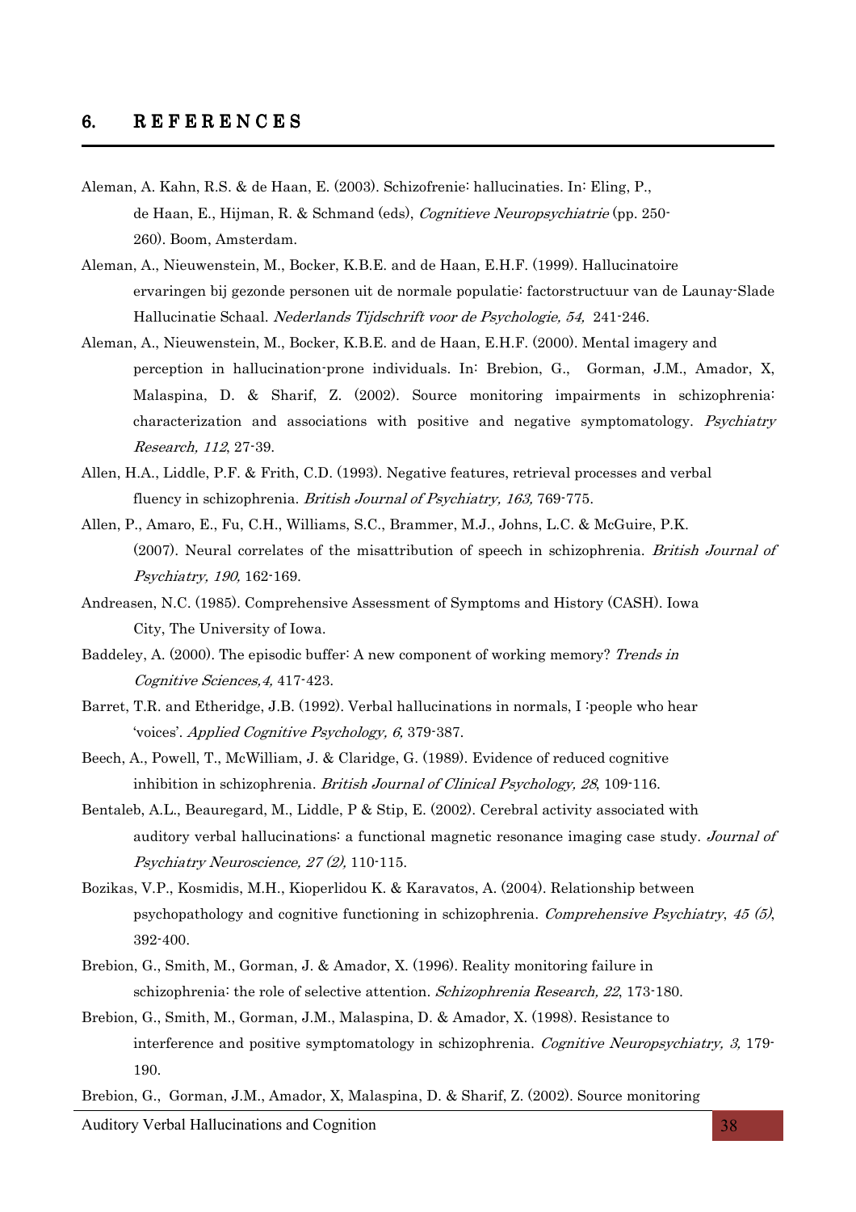## 6. R E F E R E N C E S

Aleman, A. Kahn, R.S. & de Haan, E. (2003). Schizofrenie: hallucinaties. In: Eling, P., de Haan, E., Hijman, R. & Schmand (eds), *Cognitieve Neuropsychiatrie* (pp. 250-260). Boom, Amsterdam.

Aleman, A., Nieuwenstein, M., Bocker, K.B.E. and de Haan, E.H.F. (1999). Hallucinatoire ervaringen bij gezonde personen uit de normale populatie: factorstructuur van de Launay-Slade Hallucinatie Schaal. *Nederlands Tijdschrift voor de Psychologie, 54,* 241-246.

Aleman, A., Nieuwenstein, M., Bocker, K.B.E. and de Haan, E.H.F. (2000). Mental imagery and perception in hallucination-prone individuals. In: Brebion, G., Gorman, J.M., Amador, X, Malaspina, D. & Sharif, Z. (2002). Source monitoring impairments in schizophrenia: characterization and associations with positive and negative symptomatology. *Psychiatry Research, 112*, 27-39.

Allen, H.A., Liddle, P.F. & Frith, C.D. (1993). Negative features, retrieval processes and verbal fluency in schizophrenia. *British Journal of Psychiatry, 163,* 769-775.

Allen, P., Amaro, E., Fu, C.H., Williams, S.C., Brammer, M.J., Johns, L.C. & McGuire, P.K. (2007). Neural correlates of the misattribution of speech in schizophrenia. *British Journal of Psychiatry, 190,* 162-169.

Andreasen, N.C. (1985). Comprehensive Assessment of Symptoms and History (CASH). Iowa City, The University of Iowa.

Baddeley, A. (2000). The episodic buffer: A new component of working memory? *Trends in Cognitive Sciences,4,* 417-423.

Barret, T.R. and Etheridge, J.B. (1992). Verbal hallucinations in normals, I :people who hear 'voices'. *Applied Cognitive Psychology, 6,* 379-387.

Beech, A., Powell, T., McWilliam, J. & Claridge, G. (1989). Evidence of reduced cognitive inhibition in schizophrenia. *British Journal of Clinical Psychology, 28*, 109-116.

Bentaleb, A.L., Beauregard, M., Liddle, P & Stip, E. (2002). Cerebral activity associated with auditory verbal hallucinations: a functional magnetic resonance imaging case study. *Journal of Psychiatry Neuroscience, 27 (2),* 110-115.

Bozikas, V.P., Kosmidis, M.H., Kioperlidou K. & Karavatos, A. (2004). Relationship between psychopathology and cognitive functioning in schizophrenia. *Comprehensive Psychiatry*, *45 (5)*, 392-400.

Brebion, G., Smith, M., Gorman, J. & Amador, X. (1996). Reality monitoring failure in schizophrenia: the role of selective attention. *Schizophrenia Research, 22*, 173-180.

Brebion, G., Smith, M., Gorman, J.M., Malaspina, D. & Amador, X. (1998). Resistance to interference and positive symptomatology in schizophrenia. *Cognitive Neuropsychiatry, 3,* 179-190.

Brebion, G., Gorman, J.M., Amador, X, Malaspina, D. & Sharif, Z. (2002). Source monitoring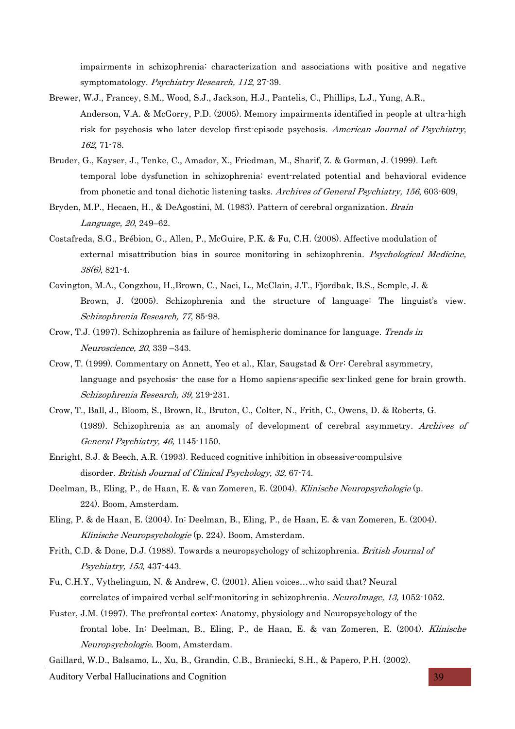impairments in schizophrenia: characterization and associations with positive and negative symptomatology. *Psychiatry Research, 112*, 27-39.

Brewer, W.J., Francey, S.M., Wood, S.J., Jackson, H.J., Pantelis, C., Phillips, L.J., Yung, A.R., Anderson, V.A. & McGorry, P.D. (2005). Memory impairments identified in people at ultra-high risk for psychosis who later develop first-episode psychosis. *American Journal of Psychiatry, 162,* 71-78.

Bruder, G., Kayser, J., Tenke, C., Amador, X., Friedman, M., Sharif, Z. & Gorman, J. (1999). Left temporal lobe dysfunction in schizophrenia: event-related potential and behavioral evidence from phonetic and tonal dichotic listening tasks. *Archives of General Psychiatry, 156*, 603-609,

Bryden, M.P., Hecaen, H., & DeAgostini, M. (1983). Pattern of cerebral organization. *Brain Language, 20*, 249–62.

Costafreda, S.G., Brébion, G., Allen, P., McGuire, P.K. & Fu, C.H. (2008). Affective modulation of external misattribution bias in source monitoring in schizophrenia. *Psychological Medicine, 38(6),* 821-4.

Covington, M.A., Congzhou, H.,Brown, C., Naci, L., McClain, J.T., Fjordbak, B.S., Semple, J. & Brown, J. (2005). Schizophrenia and the structure of language: The linguist's view. *Schizophrenia Research, 77*, 85-98.

Crow, T.J. (1997). Schizophrenia as failure of hemispheric dominance for language. *Trends in Neuroscience, 20*, 339 –343.

Crow, T. (1999). Commentary on Annett, Yeo et al., Klar, Saugstad & Orr: Cerebral asymmetry, language and psychosis- the case for a Homo sapiens-specific sex-linked gene for brain growth. *Schizophrenia Research, 39,* 219-231.

Crow, T., Ball, J., Bloom, S., Brown, R., Bruton, C., Colter, N., Frith, C., Owens, D. & Roberts, G. (1989). Schizophrenia as an anomaly of development of cerebral asymmetry. *Archives of General Psychiatry, 46,* 1145-1150.

Enright, S.J. & Beech, A.R. (1993). Reduced cognitive inhibition in obsessive-compulsive disorder. *British Journal of Clinical Psychology, 32,* 67-74.

Deelman, B., Eling, P., de Haan, E. & van Zomeren, E. (2004). *Klinische Neuropsychologie* (p. 224). Boom, Amsterdam.

Eling, P. & de Haan, E. (2004). In: Deelman, B., Eling, P., de Haan, E. & van Zomeren, E. (2004). *Klinische Neuropsychologie* (p. 224). Boom, Amsterdam.

Frith, C.D. & Done, D.J. (1988). Towards a neuropsychology of schizophrenia. *British Journal of Psychiatry, 153*, 437-443.

Fu, C.H.Y., Vythelingum, N. & Andrew, C. (2001). Alien voices…who said that? Neural correlates of impaired verbal self-monitoring in schizophrenia. *NeuroImage, 13,* 1052-1052.

Fuster, J.M. (1997). The prefrontal cortex: Anatomy, physiology and Neuropsychology of the frontal lobe. In: Deelman, B., Eling, P., de Haan, E. & van Zomeren, E. (2004). *Klinische Neuropsychologie*. Boom, Amsterdam.

Gaillard, W.D., Balsamo, L., Xu, B., Grandin, C.B., Braniecki, S.H., & Papero, P.H. (2002).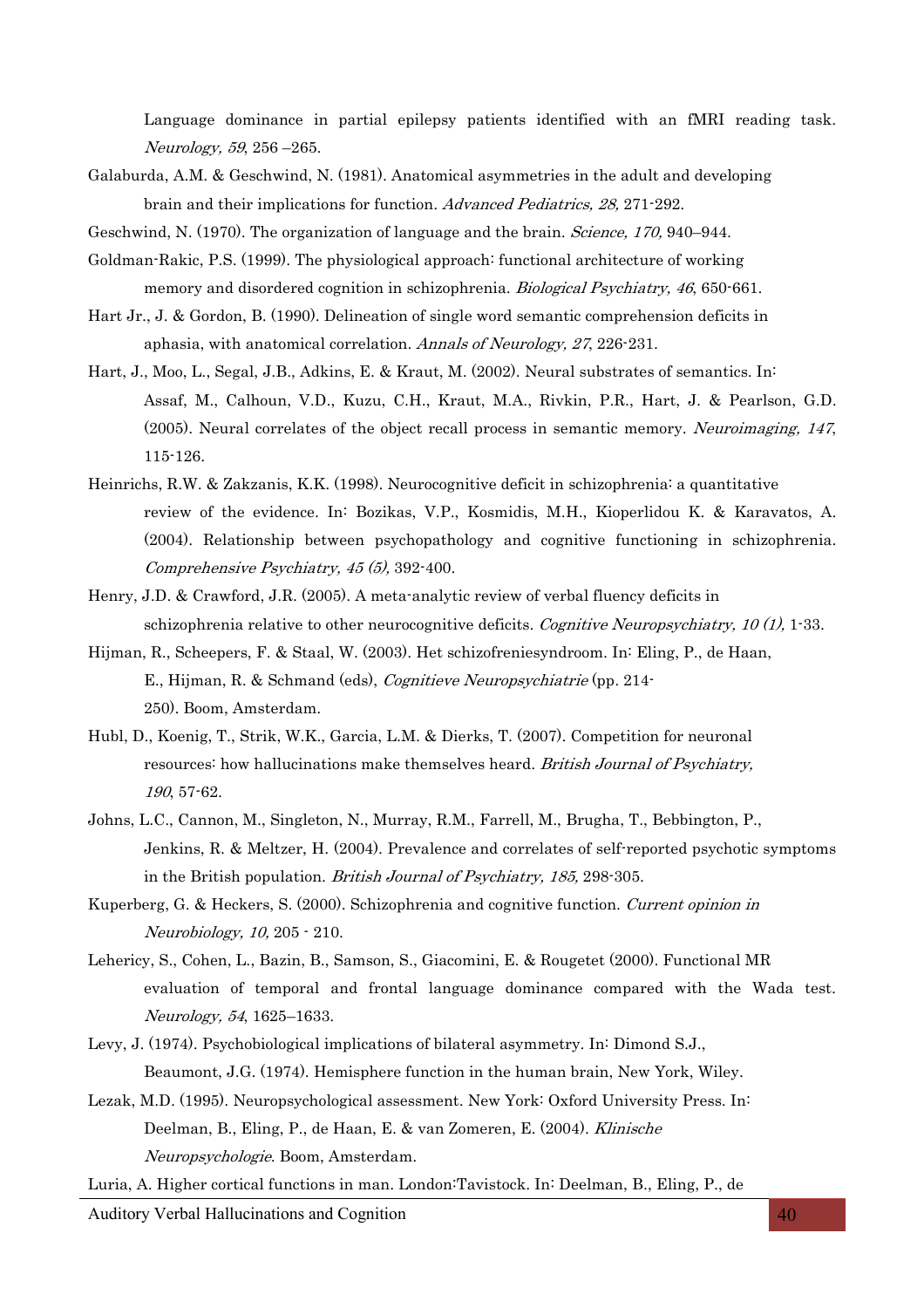Language dominance in partial epilepsy patients identified with an fMRI reading task. *Neurology, 59*, 256 –265.

Galaburda, A.M. & Geschwind, N. (1981). Anatomical asymmetries in the adult and developing brain and their implications for function. *Advanced Pediatrics, 28,* 271-292.

Geschwind, N. (1970). The organization of language and the brain. *Science, 170,* 940–944.

Goldman-Rakic, P.S. (1999). The physiological approach: functional architecture of working memory and disordered cognition in schizophrenia. *Biological Psychiatry, 46*, 650-661.

Hart Jr., J. & Gordon, B. (1990). Delineation of single word semantic comprehension deficits in aphasia, with anatomical correlation. *Annals of Neurology, 27*, 226-231.

Hart, J., Moo, L., Segal, J.B., Adkins, E. & Kraut, M. (2002). Neural substrates of semantics. In: Assaf, M., Calhoun, V.D., Kuzu, C.H., Kraut, M.A., Rivkin, P.R., Hart, J. & Pearlson, G.D. (2005). Neural correlates of the object recall process in semantic memory. *Neuroimaging, 147*, 115-126.

Heinrichs, R.W. & Zakzanis, K.K. (1998). Neurocognitive deficit in schizophrenia: a quantitative review of the evidence. In: Bozikas, V.P., Kosmidis, M.H., Kioperlidou K. & Karavatos, A. (2004). Relationship between psychopathology and cognitive functioning in schizophrenia. *Comprehensive Psychiatry, 45 (5),* 392-400.

Henry, J.D. & Crawford, J.R. (2005). A meta-analytic review of verbal fluency deficits in schizophrenia relative to other neurocognitive deficits. *Cognitive Neuropsychiatry, 10 (1),* 1-33.

Hijman, R., Scheepers, F. & Staal, W. (2003). Het schizofreniesyndroom. In: Eling, P., de Haan, E., Hijman, R. & Schmand (eds), *Cognitieve Neuropsychiatrie* (pp. 214-250). Boom, Amsterdam.

Hubl, D., Koenig, T., Strik, W.K., Garcia, L.M. & Dierks, T. (2007). Competition for neuronal resources: how hallucinations make themselves heard. *British Journal of Psychiatry, 190*, 57-62.

Johns, L.C., Cannon, M., Singleton, N., Murray, R.M., Farrell, M., Brugha, T., Bebbington, P., Jenkins, R. & Meltzer, H. (2004). Prevalence and correlates of self-reported psychotic symptoms in the British population. *British Journal of Psychiatry, 185,* 298-305.

Kuperberg, G. & Heckers, S. (2000). Schizophrenia and cognitive function. *Current opinion in Neurobiology, 10,* 205 - 210.

Lehericy, S., Cohen, L., Bazin, B., Samson, S., Giacomini, E. & Rougetet (2000). Functional MR evaluation of temporal and frontal language dominance compared with the Wada test. *Neurology, 54*, 1625–1633.

Levy, J. (1974). Psychobiological implications of bilateral asymmetry. In: Dimond S.J., Beaumont, J.G. (1974). Hemisphere function in the human brain, New York, Wiley.

Lezak, M.D. (1995). Neuropsychological assessment. New York: Oxford University Press. In: Deelman, B., Eling, P., de Haan, E. & van Zomeren, E. (2004). *Klinische Neuropsychologie*. Boom, Amsterdam.

Luria, A. Higher cortical functions in man. London:Tavistock. In: Deelman, B., Eling, P., de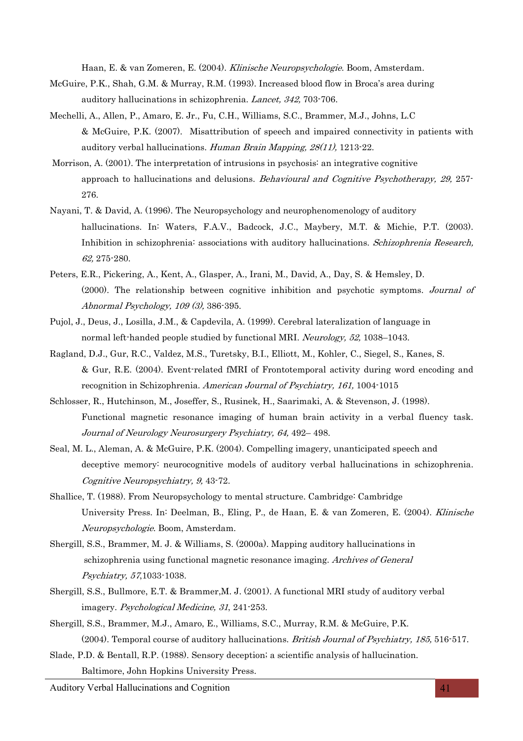Haan, E. & van Zomeren, E. (2004). *Klinische Neuropsychologie*. Boom, Amsterdam.

McGuire, P.K., Shah, G.M. & Murray, R.M. (1993). Increased blood flow in Broca's area during auditory hallucinations in schizophrenia. *Lancet, 342,* 703-706.

Mechelli, A., Allen, P., Amaro, E. Jr., Fu, C.H., Williams, S.C., Brammer, M.J., Johns, L.C & McGuire, P.K. (2007). Misattribution of speech and impaired connectivity in patients with auditory verbal hallucinations. *Human Brain Mapping, 28(11),* 1213-22.

Morrison, A. (2001). The interpretation of intrusions in psychosis: an integrative cognitive approach to hallucinations and delusions. *Behavioural and Cognitive Psychotherapy, 29,* 257-276.

Nayani, T. & David, A. (1996). The Neuropsychology and neurophenomenology of auditory hallucinations. In: Waters, F.A.V., Badcock, J.C., Maybery, M.T. & Michie, P.T. (2003). Inhibition in schizophrenia: associations with auditory hallucinations. *Schizophrenia Research, 62,* 275-280.

Peters, E.R., Pickering, A., Kent, A., Glasper, A., Irani, M., David, A., Day, S. & Hemsley, D. (2000). The relationship between cognitive inhibition and psychotic symptoms. *Journal of Abnormal Psychology, 109 (3),* 386-395.

Pujol, J., Deus, J., Losilla, J.M., & Capdevila, A. (1999). Cerebral lateralization of language in normal left-handed people studied by functional MRI. *Neurology, 52,* 1038–1043.

Ragland, D.J., Gur, R.C., Valdez, M.S., Turetsky, B.I., Elliott, M., Kohler, C., Siegel, S., Kanes, S. & Gur, R.E. (2004). Event-related fMRI of Frontotemporal activity during word encoding and recognition in Schizophrenia. *American Journal of Psychiatry, 161,* 1004-1015

Schlosser, R., Hutchinson, M., Joseffer, S., Rusinek, H., Saarimaki, A. & Stevenson, J. (1998). Functional magnetic resonance imaging of human brain activity in a verbal fluency task. *Journal of Neurology Neurosurgery Psychiatry, 64,* 492– 498.

Seal, M. L., Aleman, A. & McGuire, P.K. (2004). Compelling imagery, unanticipated speech and deceptive memory: neurocognitive models of auditory verbal hallucinations in schizophrenia. *Cognitive Neuropsychiatry, 9,* 43-72.

Shallice, T. (1988). From Neuropsychology to mental structure. Cambridge: Cambridge University Press. In: Deelman, B., Eling, P., de Haan, E. & van Zomeren, E. (2004). *Klinische Neuropsychologie*. Boom, Amsterdam.

Shergill, S.S., Brammer, M. J. & Williams, S. (2000a). Mapping auditory hallucinations in schizophrenia using functional magnetic resonance imaging. *Archives of General Psychiatry, 57,*1033-1038.

Shergill, S.S., Bullmore, E.T. & Brammer,M. J. (2001). A functional MRI study of auditory verbal imagery. *Psychological Medicine, 31*, 241-253.

Shergill, S.S., Brammer, M.J., Amaro, E., Williams, S.C., Murray, R.M. & McGuire, P.K. (2004). Temporal course of auditory hallucinations. *British Journal of Psychiatry, 185,* 516-517.

Slade, P.D. & Bentall, R.P. (1988). Sensory deception; a scientific analysis of hallucination. Baltimore, John Hopkins University Press.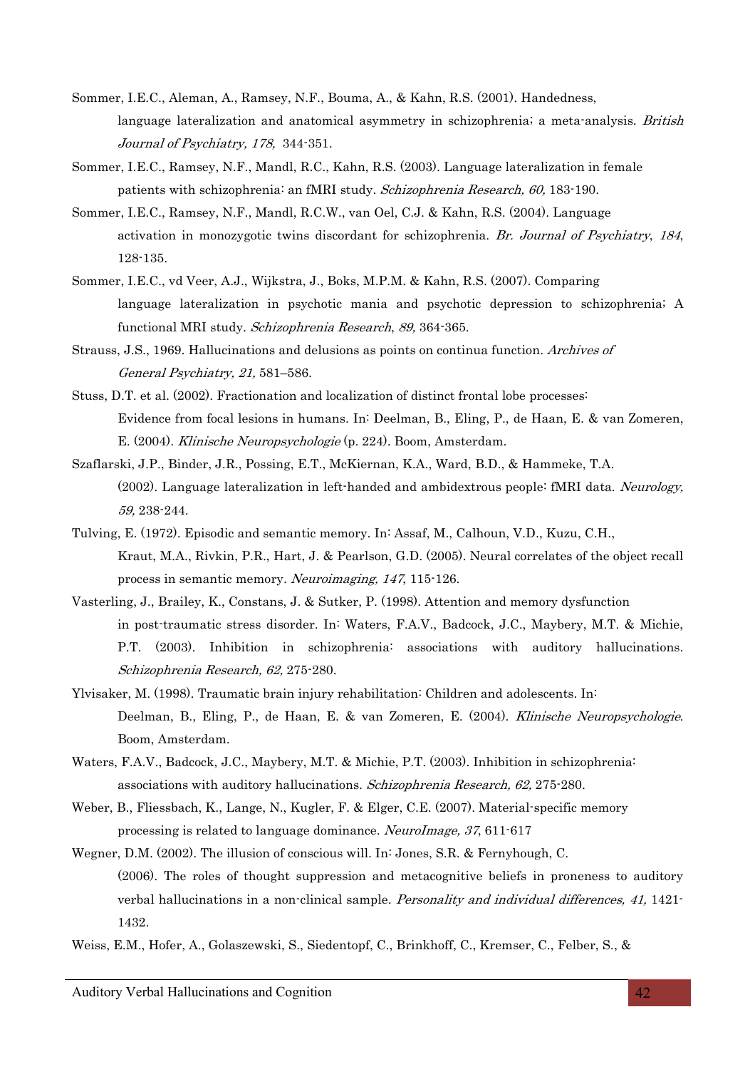Sommer, I.E.C., Aleman, A., Ramsey, N.F., Bouma, A., & Kahn, R.S. (2001). Handedness, language lateralization and anatomical asymmetry in schizophrenia; a meta-analysis. *British Journal of Psychiatry, 178,* 344-351.

Sommer, I.E.C., Ramsey, N.F., Mandl, R.C., Kahn, R.S. (2003). Language lateralization in female patients with schizophrenia: an fMRI study. *Schizophrenia Research, 60,* 183-190.

Sommer, I.E.C., Ramsey, N.F., Mandl, R.C.W., van Oel, C.J. & Kahn, R.S. (2004). Language activation in monozygotic twins discordant for schizophrenia. *Br. Journal of Psychiatry*, *184*, 128-135.

Sommer, I.E.C., vd Veer, A.J., Wijkstra, J., Boks, M.P.M. & Kahn, R.S. (2007). Comparing language lateralization in psychotic mania and psychotic depression to schizophrenia; A functional MRI study. *Schizophrenia Research*, *89,* 364-365.

Strauss, J.S., 1969. Hallucinations and delusions as points on continua function. *Archives of General Psychiatry, 21,* 581–586.

Stuss, D.T. et al. (2002). Fractionation and localization of distinct frontal lobe processes: Evidence from focal lesions in humans. In: Deelman, B., Eling, P., de Haan, E. & van Zomeren, E. (2004). *Klinische Neuropsychologie* (p. 224). Boom, Amsterdam.

Szaflarski, J.P., Binder, J.R., Possing, E.T., McKiernan, K.A., Ward, B.D., & Hammeke, T.A. (2002). Language lateralization in left-handed and ambidextrous people: fMRI data. *Neurology, 59,* 238-244.

Tulving, E. (1972). Episodic and semantic memory. In: Assaf, M., Calhoun, V.D., Kuzu, C.H., Kraut, M.A., Rivkin, P.R., Hart, J. & Pearlson, G.D. (2005). Neural correlates of the object recall process in semantic memory. *Neuroimaging, 147*, 115-126.

Vasterling, J., Brailey, K., Constans, J. & Sutker, P. (1998). Attention and memory dysfunction in post-traumatic stress disorder. In: Waters, F.A.V., Badcock, J.C., Maybery, M.T. & Michie, P.T. (2003). Inhibition in schizophrenia: associations with auditory hallucinations. *Schizophrenia Research, 62,* 275-280.

Ylvisaker, M. (1998). Traumatic brain injury rehabilitation: Children and adolescents. In: Deelman, B., Eling, P., de Haan, E. & van Zomeren, E. (2004). *Klinische Neuropsychologie*. Boom, Amsterdam.

Waters, F.A.V., Badcock, J.C., Maybery, M.T. & Michie, P.T. (2003). Inhibition in schizophrenia: associations with auditory hallucinations. *Schizophrenia Research, 62,* 275-280.

Weber, B., Fliessbach, K., Lange, N., Kugler, F. & Elger, C.E. (2007). Material-specific memory processing is related to language dominance. *NeuroImage, 37*, 611-617

Wegner, D.M. (2002). The illusion of conscious will. In: Jones, S.R. & Fernyhough, C. (2006). The roles of thought suppression and metacognitive beliefs in proneness to auditory verbal hallucinations in a non-clinical sample. *Personality and individual differences, 41,* 1421-1432.

Weiss, E.M., Hofer, A., Golaszewski, S., Siedentopf, C., Brinkhoff, C., Kremser, C., Felber, S., &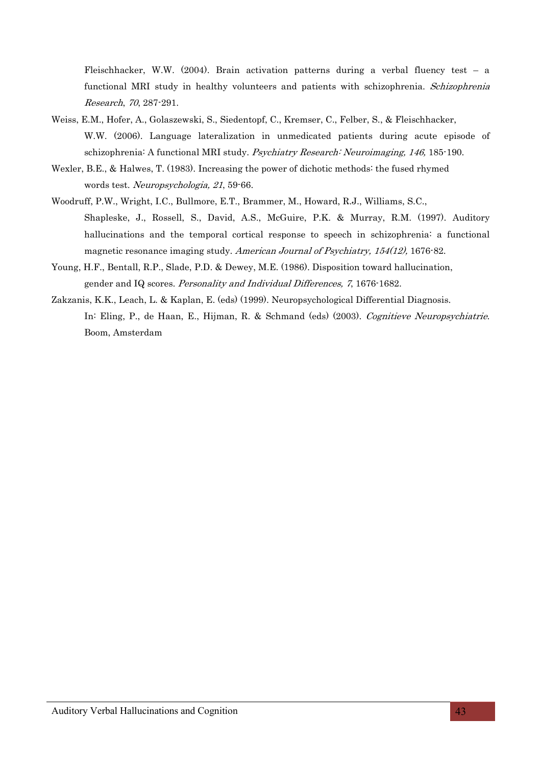Fleischhacker, W.W. (2004). Brain activation patterns during a verbal fluency test – a functional MRI study in healthy volunteers and patients with schizophrenia. *Schizophrenia Research*, *70*, 287-291.

Weiss, E.M., Hofer, A., Golaszewski, S., Siedentopf, C., Kremser, C., Felber, S., & Fleischhacker, W.W. (2006). Language lateralization in unmedicated patients during acute episode of schizophrenia: A functional MRI study. *Psychiatry Research: Neuroimaging, 146,* 185-190.

Wexler, B.E., & Halwes, T. (1983). Increasing the power of dichotic methods: the fused rhymed words test. *Neuropsychologia, 21*, 59-66.

Woodruff, P.W., Wright, I.C., Bullmore, E.T., Brammer, M., Howard, R.J., Williams, S.C., Shapleske, J., Rossell, S., David, A.S., McGuire, P.K. & Murray, R.M. (1997). Auditory hallucinations and the temporal cortical response to speech in schizophrenia: a functional magnetic resonance imaging study. *American Journal of Psychiatry, 154(12),* 1676-82.

Young, H.F., Bentall, R.P., Slade, P.D. & Dewey, M.E. (1986). Disposition toward hallucination, gender and IQ scores. *Personality and Individual Differences, 7*, 1676-1682.

Zakzanis, K.K., Leach, L. & Kaplan, E. (eds) (1999). Neuropsychological Differential Diagnosis. In: Eling, P., de Haan, E., Hijman, R. & Schmand (eds) (2003). *Cognitieve Neuropsychiatrie*. Boom, Amsterdam